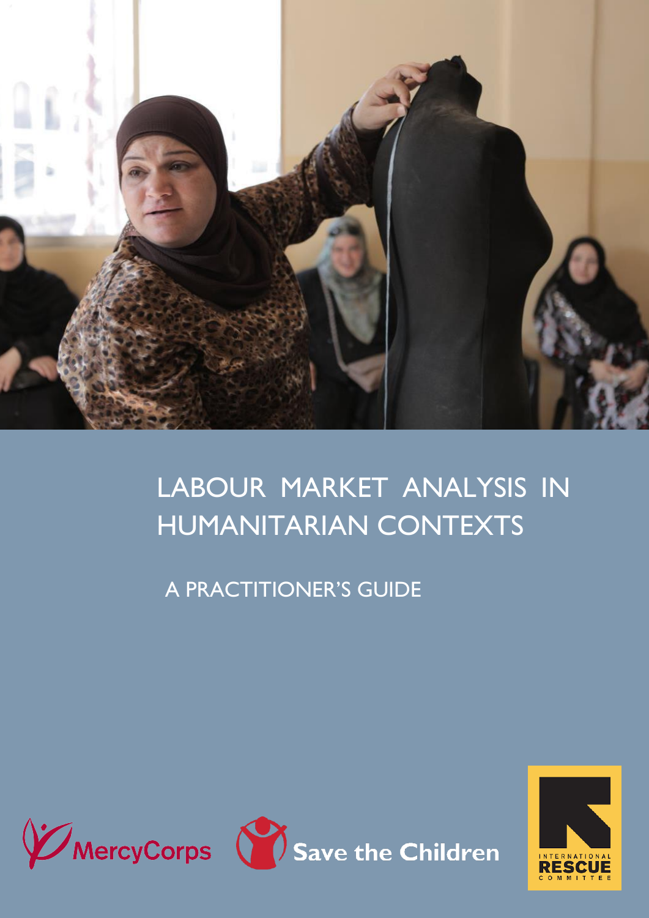# LABOUR MARKET ANALYSIS IN HUMANITARIAN CONTEXTS

## A PRACTITIONER'S GUIDE

MercyCorps

Save the Children

INTERNATIONAL RESCUE COMMITTEE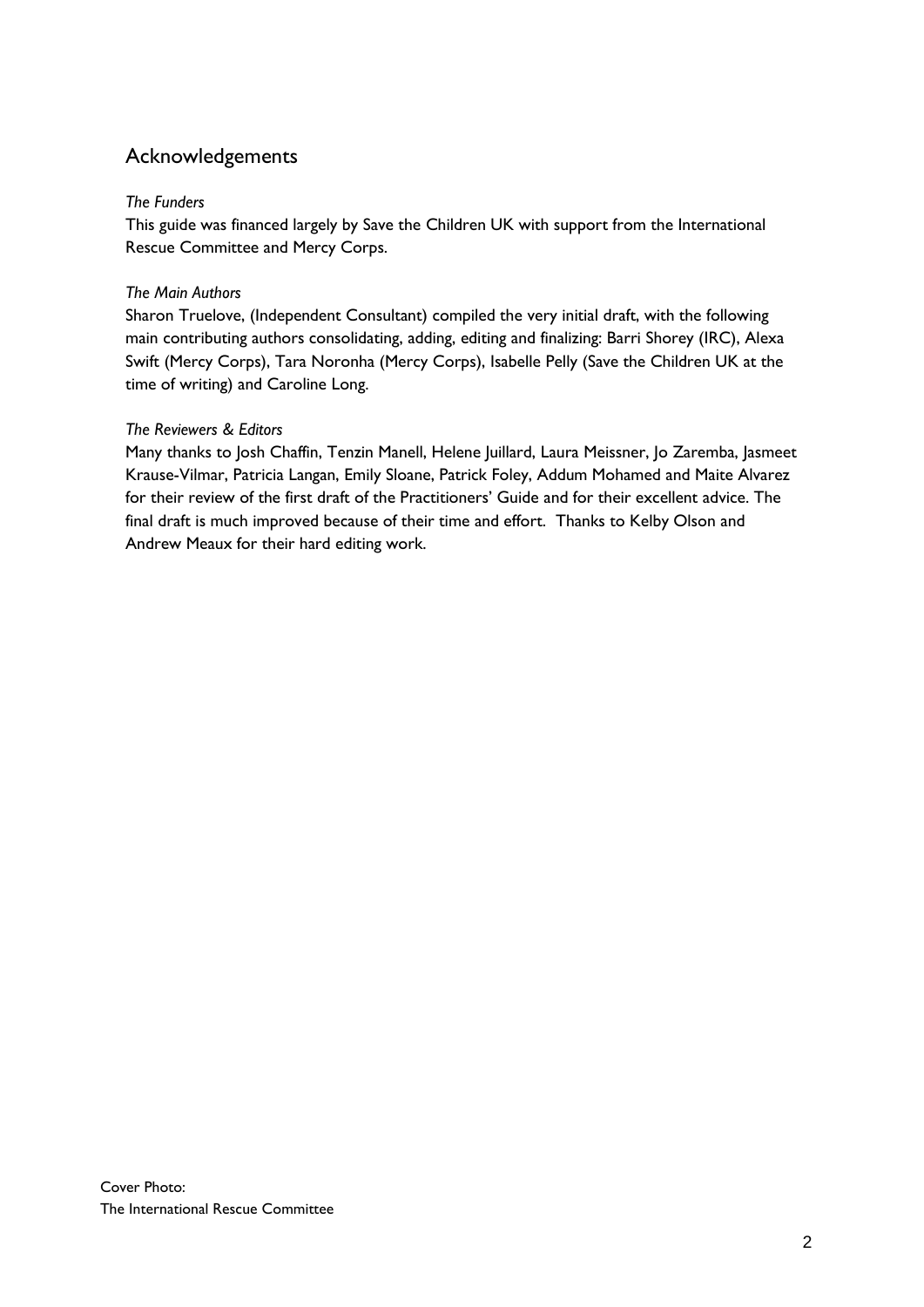## Acknowledgements

*The Funders*

This guide was financed largely by Save the Children UK with support from the International Rescue Committee and Mercy Corps.

*The Main Authors*

Sharon Truelove, (Independent Consultant) compiled the very initial draft, with the following main contributing authors consolidating, adding, editing and finalizing: Barri Shorey (IRC), Alexa Swift (Mercy Corps), Tara Noronha (Mercy Corps), Isabelle Pelly (Save the Children UK at the time of writing) and Caroline Long.

*The Reviewers & Editors*

Many thanks to Josh Chaffin, Tenzin Manell, Helene Juillard, Laura Meissner, Jo Zaremba, Jasmeet Krause-Vilmar, Patricia Langan, Emily Sloane, Patrick Foley, Addum Mohamed and Maite Alvarez for their review of the first draft of the Practitioners' Guide and for their excellent advice. The final draft is much improved because of their time and effort. Thanks to Kelby Olson and Andrew Meaux for their hard editing work.

Cover Photo:
The International Rescue Committee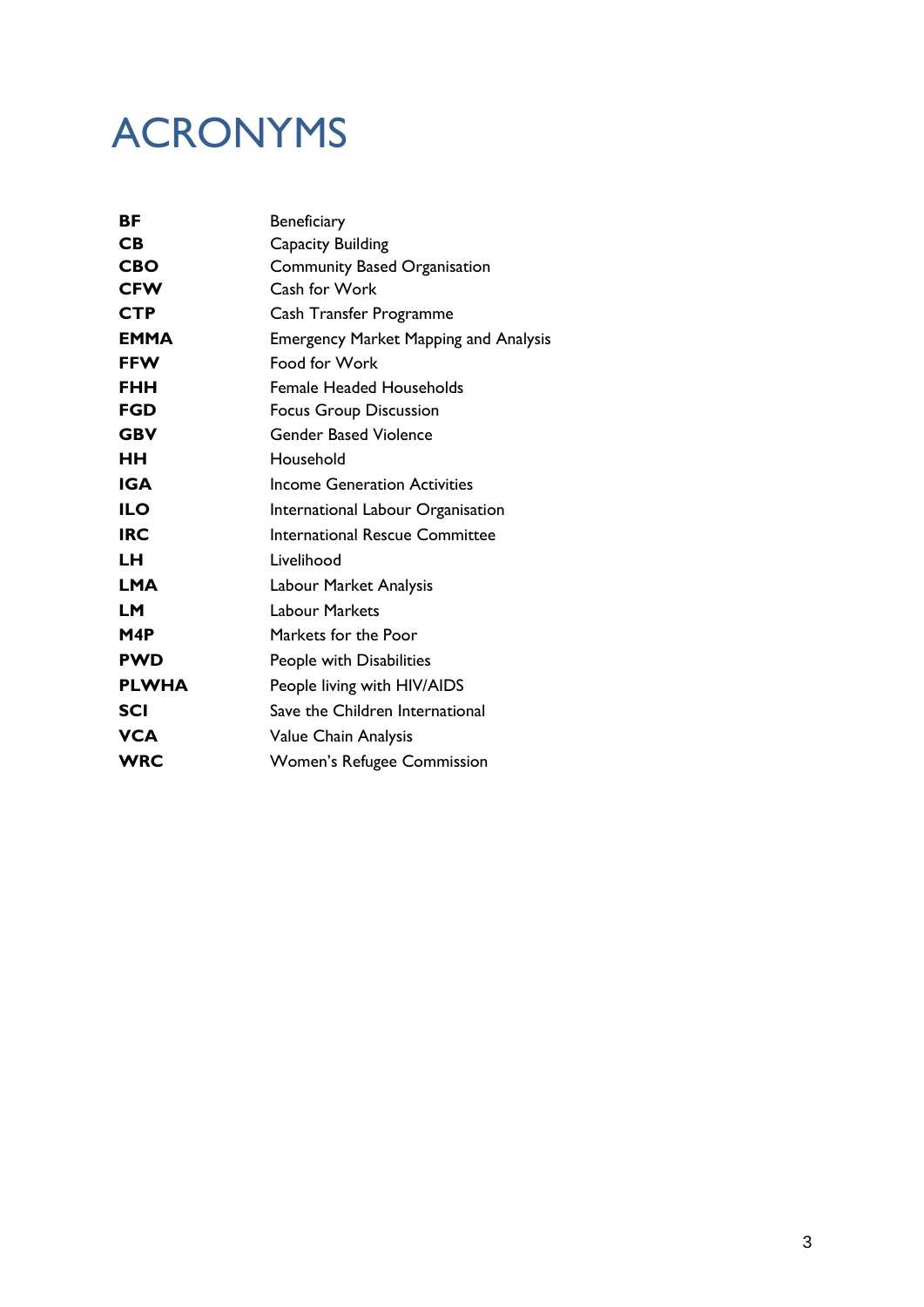# ACRONYMS

| | |
|---|---|
| **BF** | Beneficiary |
| **CB** | Capacity Building |
| **CBO** | Community Based Organisation |
| **CFW** | Cash for Work |
| **CTP** | Cash Transfer Programme |
| **EMMA** | Emergency Market Mapping and Analysis |
| **FFW** | Food for Work |
| **FHH** | Female Headed Households |
| **FGD** | Focus Group Discussion |
| **GBV** | Gender Based Violence |
| **HH** | Household |
| **IGA** | Income Generation Activities |
| **ILO** | International Labour Organisation |
| **IRC** | International Rescue Committee |
| **LH** | Livelihood |
| **LMA** | Labour Market Analysis |
| **LM** | Labour Markets |
| **M4P** | Markets for the Poor |
| **PWD** | People with Disabilities |
| **PLWHA** | People living with HIV/AIDS |
| **SCI** | Save the Children International |
| **VCA** | Value Chain Analysis |
| **WRC** | Women's Refugee Commission |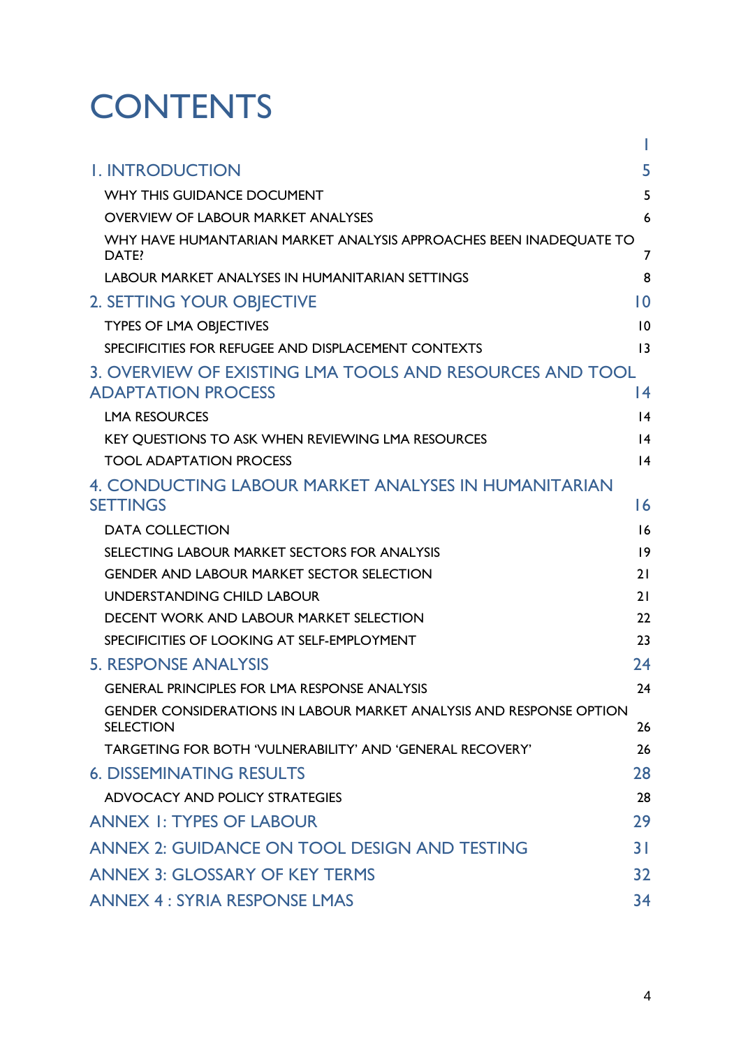# CONTENTS

| | |
|---|---|
| | I |
| 1. INTRODUCTION | 5 |
| WHY THIS GUIDANCE DOCUMENT | 5 |
| OVERVIEW OF LABOUR MARKET ANALYSES | 6 |
| WHY HAVE HUMANTARIAN MARKET ANALYSIS APPROACHES BEEN INADEQUATE TO DATE? | 7 |
| LABOUR MARKET ANALYSES IN HUMANITARIAN SETTINGS | 8 |
| 2. SETTING YOUR OBJECTIVE | 10 |
| TYPES OF LMA OBJECTIVES | 10 |
| SPECIFICITIES FOR REFUGEE AND DISPLACEMENT CONTEXTS | 13 |
| 3. OVERVIEW OF EXISTING LMA TOOLS AND RESOURCES AND TOOL ADAPTATION PROCESS | 14 |
| LMA RESOURCES | 14 |
| KEY QUESTIONS TO ASK WHEN REVIEWING LMA RESOURCES | 14 |
| TOOL ADAPTATION PROCESS | 14 |
| 4. CONDUCTING LABOUR MARKET ANALYSES IN HUMANITARIAN SETTINGS | 16 |
| DATA COLLECTION | 16 |
| SELECTING LABOUR MARKET SECTORS FOR ANALYSIS | 19 |
| GENDER AND LABOUR MARKET SECTOR SELECTION | 21 |
| UNDERSTANDING CHILD LABOUR | 21 |
| DECENT WORK AND LABOUR MARKET SELECTION | 22 |
| SPECIFICITIES OF LOOKING AT SELF-EMPLOYMENT | 23 |
| 5. RESPONSE ANALYSIS | 24 |
| GENERAL PRINCIPLES FOR LMA RESPONSE ANALYSIS | 24 |
| GENDER CONSIDERATIONS IN LABOUR MARKET ANALYSIS AND RESPONSE OPTION SELECTION | 26 |
| TARGETING FOR BOTH 'VULNERABILITY' AND 'GENERAL RECOVERY' | 26 |
| 6. DISSEMINATING RESULTS | 28 |
| ADVOCACY AND POLICY STRATEGIES | 28 |
| ANNEX 1: TYPES OF LABOUR | 29 |
| ANNEX 2: GUIDANCE ON TOOL DESIGN AND TESTING | 31 |
| ANNEX 3: GLOSSARY OF KEY TERMS | 32 |
| ANNEX 4 : SYRIA RESPONSE LMAS | 34 |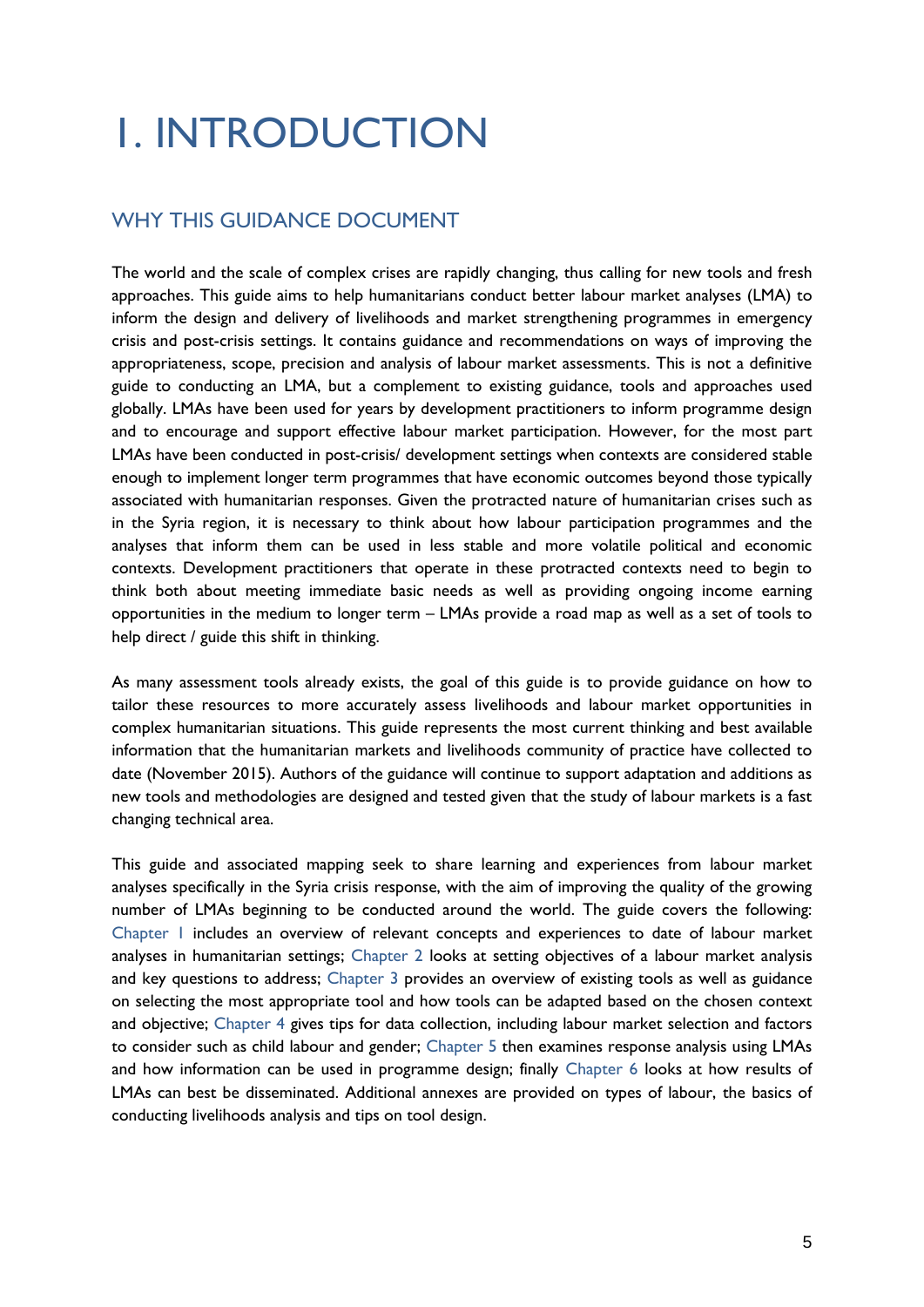# 1. INTRODUCTION

## WHY THIS GUIDANCE DOCUMENT

The world and the scale of complex crises are rapidly changing, thus calling for new tools and fresh approaches. This guide aims to help humanitarians conduct better labour market analyses (LMA) to inform the design and delivery of livelihoods and market strengthening programmes in emergency crisis and post-crisis settings. It contains guidance and recommendations on ways of improving the appropriateness, scope, precision and analysis of labour market assessments. This is not a definitive guide to conducting an LMA, but a complement to existing guidance, tools and approaches used globally. LMAs have been used for years by development practitioners to inform programme design and to encourage and support effective labour market participation. However, for the most part LMAs have been conducted in post-crisis/ development settings when contexts are considered stable enough to implement longer term programmes that have economic outcomes beyond those typically associated with humanitarian responses. Given the protracted nature of humanitarian crises such as in the Syria region, it is necessary to think about how labour participation programmes and the analyses that inform them can be used in less stable and more volatile political and economic contexts. Development practitioners that operate in these protracted contexts need to begin to think both about meeting immediate basic needs as well as providing ongoing income earning opportunities in the medium to longer term – LMAs provide a road map as well as a set of tools to help direct / guide this shift in thinking.

As many assessment tools already exists, the goal of this guide is to provide guidance on how to tailor these resources to more accurately assess livelihoods and labour market opportunities in complex humanitarian situations. This guide represents the most current thinking and best available information that the humanitarian markets and livelihoods community of practice have collected to date (November 2015). Authors of the guidance will continue to support adaptation and additions as new tools and methodologies are designed and tested given that the study of labour markets is a fast changing technical area.

This guide and associated mapping seek to share learning and experiences from labour market analyses specifically in the Syria crisis response, with the aim of improving the quality of the growing number of LMAs beginning to be conducted around the world. The guide covers the following: Chapter 1 includes an overview of relevant concepts and experiences to date of labour market analyses in humanitarian settings; Chapter 2 looks at setting objectives of a labour market analysis and key questions to address; Chapter 3 provides an overview of existing tools as well as guidance on selecting the most appropriate tool and how tools can be adapted based on the chosen context and objective; Chapter 4 gives tips for data collection, including labour market selection and factors to consider such as child labour and gender; Chapter 5 then examines response analysis using LMAs and how information can be used in programme design; finally Chapter 6 looks at how results of LMAs can best be disseminated. Additional annexes are provided on types of labour, the basics of conducting livelihoods analysis and tips on tool design.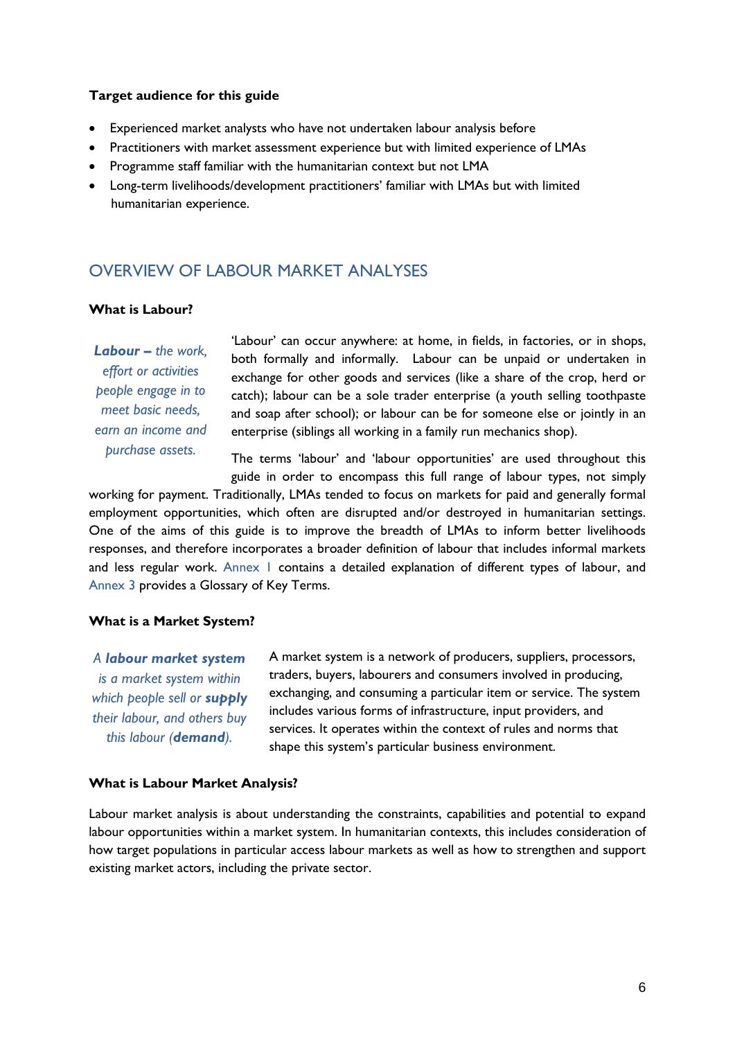**Target audience for this guide**

- Experienced market analysts who have not undertaken labour analysis before
- Practitioners with market assessment experience but with limited experience of LMAs
- Programme staff familiar with the humanitarian context but not LMA
- Long-term livelihoods/development practitioners' familiar with LMAs but with limited humanitarian experience.

## OVERVIEW OF LABOUR MARKET ANALYSES

### What is Labour?

***Labour –** the work, effort or activities people engage in to meet basic needs, earn an income and purchase assets.*

'Labour' can occur anywhere: at home, in fields, in factories, or in shops, both formally and informally. Labour can be unpaid or undertaken in exchange for other goods and services (like a share of the crop, herd or catch); labour can be a sole trader enterprise (a youth selling toothpaste and soap after school); or labour can be for someone else or jointly in an enterprise (siblings all working in a family run mechanics shop).

The terms 'labour' and 'labour opportunities' are used throughout this guide in order to encompass this full range of labour types, not simply working for payment. Traditionally, LMAs tended to focus on markets for paid and generally formal employment opportunities, which often are disrupted and/or destroyed in humanitarian settings. One of the aims of this guide is to improve the breadth of LMAs to inform better livelihoods responses, and therefore incorporates a broader definition of labour that includes informal markets and less regular work. Annex 1 contains a detailed explanation of different types of labour, and Annex 3 provides a Glossary of Key Terms.

### What is a Market System?

*A **labour market system** is a market system within which people sell or **supply** their labour, and others buy this labour (**demand**).*

A market system is a network of producers, suppliers, processors, traders, buyers, labourers and consumers involved in producing, exchanging, and consuming a particular item or service. The system includes various forms of infrastructure, input providers, and services. It operates within the context of rules and norms that shape this system's particular business environment.

### What is Labour Market Analysis?

Labour market analysis is about understanding the constraints, capabilities and potential to expand labour opportunities within a market system. In humanitarian contexts, this includes consideration of how target populations in particular access labour markets as well as how to strengthen and support existing market actors, including the private sector.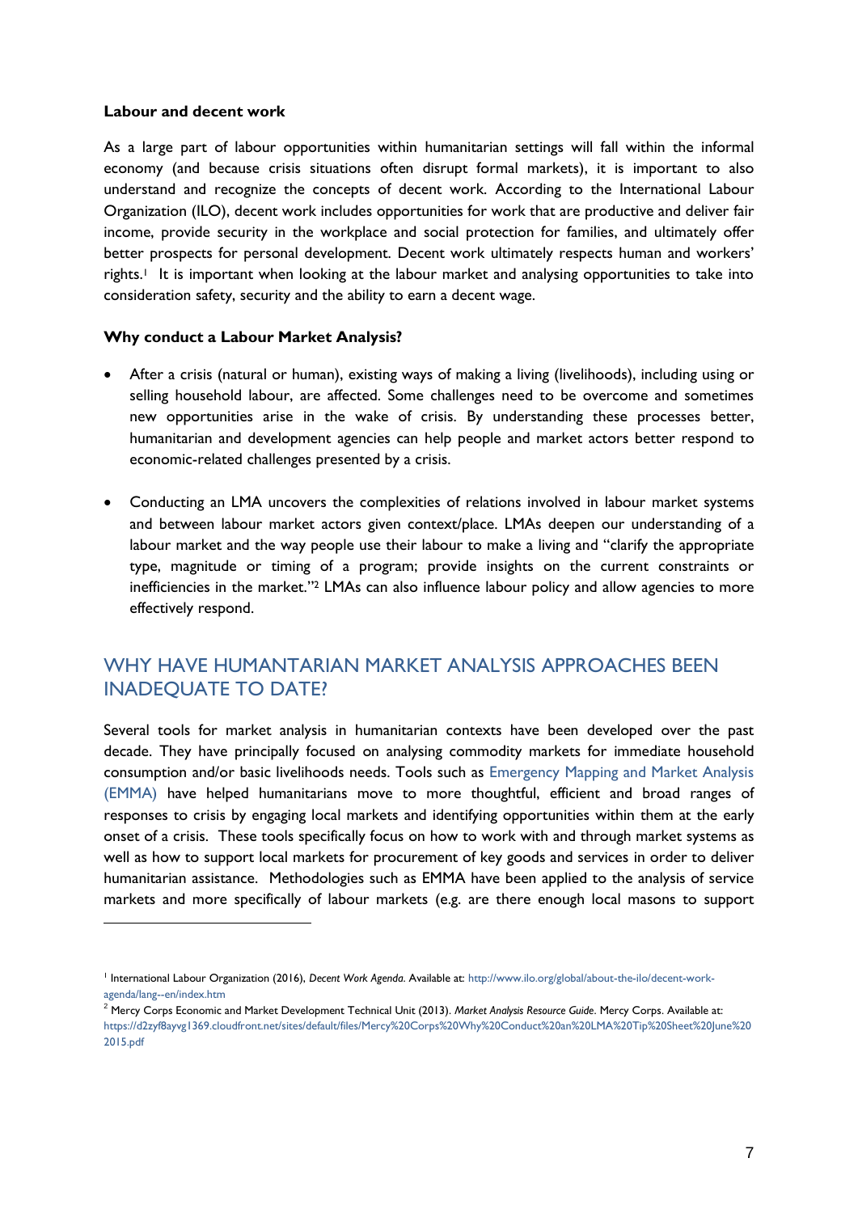**Labour and decent work**

As a large part of labour opportunities within humanitarian settings will fall within the informal economy (and because crisis situations often disrupt formal markets), it is important to also understand and recognize the concepts of decent work. According to the International Labour Organization (ILO), decent work includes opportunities for work that are productive and deliver fair income, provide security in the workplace and social protection for families, and ultimately offer better prospects for personal development. Decent work ultimately respects human and workers' rights.[1] It is important when looking at the labour market and analysing opportunities to take into consideration safety, security and the ability to earn a decent wage.

**Why conduct a Labour Market Analysis?**

- After a crisis (natural or human), existing ways of making a living (livelihoods), including using or selling household labour, are affected. Some challenges need to be overcome and sometimes new opportunities arise in the wake of crisis. By understanding these processes better, humanitarian and development agencies can help people and market actors better respond to economic-related challenges presented by a crisis.

- Conducting an LMA uncovers the complexities of relations involved in labour market systems and between labour market actors given context/place. LMAs deepen our understanding of a labour market and the way people use their labour to make a living and "clarify the appropriate type, magnitude or timing of a program; provide insights on the current constraints or inefficiencies in the market."[2] LMAs can also influence labour policy and allow agencies to more effectively respond.

## WHY HAVE HUMANITARIAN MARKET ANALYSIS APPROACHES BEEN INADEQUATE TO DATE?

Several tools for market analysis in humanitarian contexts have been developed over the past decade. They have principally focused on analysing commodity markets for immediate household consumption and/or basic livelihoods needs. Tools such as Emergency Mapping and Market Analysis (EMMA) have helped humanitarians move to more thoughtful, efficient and broad ranges of responses to crisis by engaging local markets and identifying opportunities within them at the early onset of a crisis. These tools specifically focus on how to work with and through market systems as well as how to support local markets for procurement of key goods and services in order to deliver humanitarian assistance. Methodologies such as EMMA have been applied to the analysis of service markets and more specifically of labour markets (e.g. are there enough local masons to support

---

[1] International Labour Organization (2016), *Decent Work Agenda*. Available at: http://www.ilo.org/global/about-the-ilo/decent-work-agenda/lang--en/index.htm

[2] Mercy Corps Economic and Market Development Technical Unit (2013). *Market Analysis Resource Guide*. Mercy Corps. Available at: https://d2zyf8ayvg1369.cloudfront.net/sites/default/files/Mercy%20Corps%20Why%20Conduct%20an%20LMA%20Tip%20Sheet%20June%202015.pdf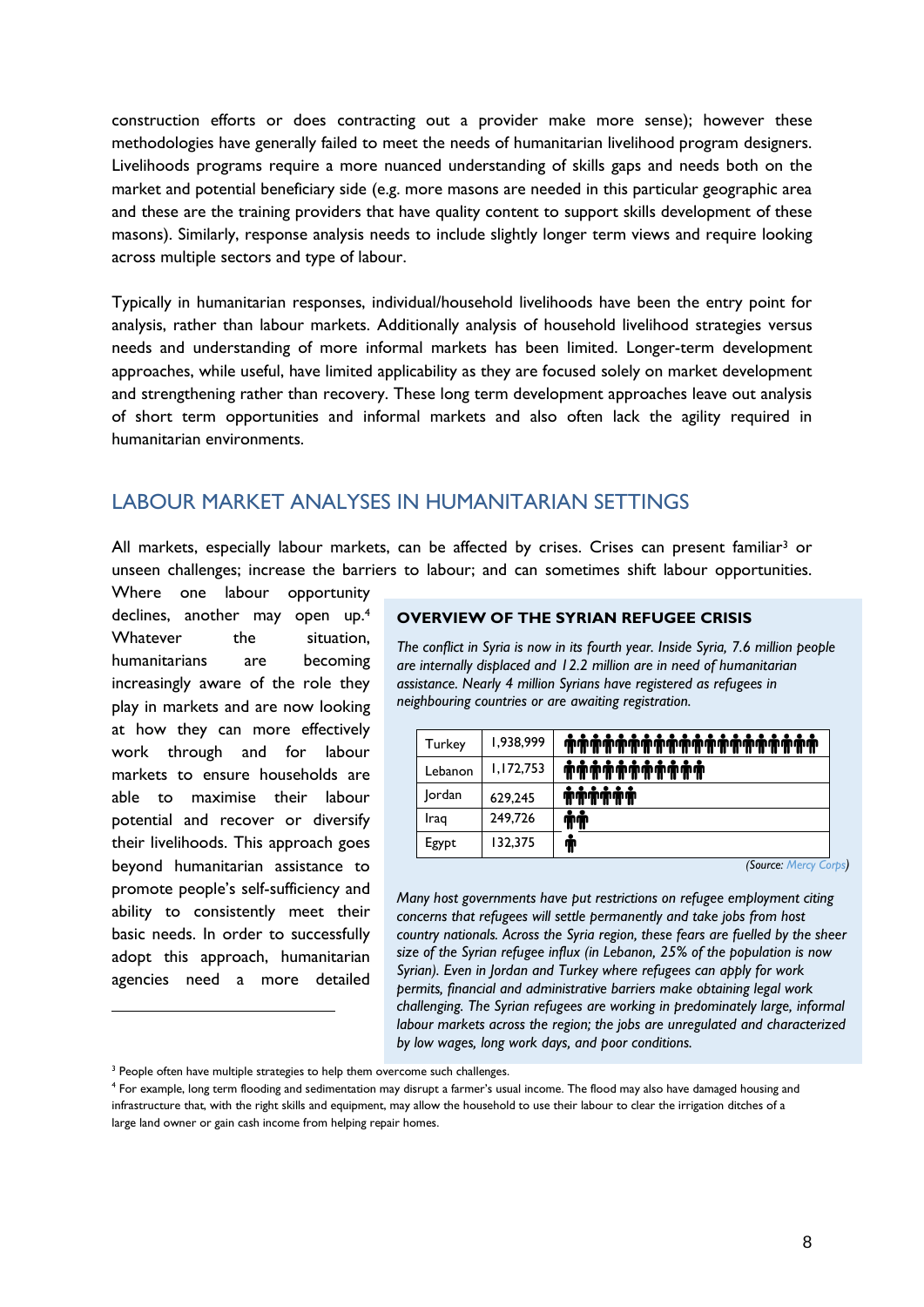construction efforts or does contracting out a provider make more sense); however these methodologies have generally failed to meet the needs of humanitarian livelihood program designers. Livelihoods programs require a more nuanced understanding of skills gaps and needs both on the market and potential beneficiary side (e.g. more masons are needed in this particular geographic area and these are the training providers that have quality content to support skills development of these masons). Similarly, response analysis needs to include slightly longer term views and require looking across multiple sectors and type of labour.

Typically in humanitarian responses, individual/household livelihoods have been the entry point for analysis, rather than labour markets. Additionally analysis of household livelihood strategies versus needs and understanding of more informal markets has been limited. Longer-term development approaches, while useful, have limited applicability as they are focused solely on market development and strengthening rather than recovery. These long term development approaches leave out analysis of short term opportunities and informal markets and also often lack the agility required in humanitarian environments.

## LABOUR MARKET ANALYSES IN HUMANITARIAN SETTINGS

All markets, especially labour markets, can be affected by crises. Crises can present familiar[3] or unseen challenges; increase the barriers to labour; and can sometimes shift labour opportunities. Where one labour opportunity declines, another may open up.[4] Whatever the situation, humanitarians are becoming increasingly aware of the role they play in markets and are now looking at how they can more effectively work through and for labour markets to ensure households are able to maximise their labour potential and recover or diversify their livelihoods. This approach goes beyond humanitarian assistance to promote people's self-sufficiency and ability to consistently meet their basic needs. In order to successfully adopt this approach, humanitarian agencies need a more detailed

**OVERVIEW OF THE SYRIAN REFUGEE CRISIS**

*The conflict in Syria is now in its fourth year. Inside Syria, 7.6 million people are internally displaced and 12.2 million are in need of humanitarian assistance. Nearly 4 million Syrians have registered as refugees in neighbouring countries or are awaiting registration.*

| Turkey | 1,938,999 | |
|---|---|---|
| Lebanon | 1,172,753 | |
| Jordan | 629,245 | |
| Iraq | 249,726 | |
| Egypt | 132,375 | |

*(Source: Mercy Corps)*

*Many host governments have put restrictions on refugee employment citing concerns that refugees will settle permanently and take jobs from host country nationals. Across the Syria region, these fears are fuelled by the sheer size of the Syrian refugee influx (in Lebanon, 25% of the population is now Syrian). Even in Jordan and Turkey where refugees can apply for work permits, financial and administrative barriers make obtaining legal work challenging. The Syrian refugees are working in predominately large, informal labour markets across the region; the jobs are unregulated and characterized by low wages, long work days, and poor conditions.*

---

[3] People often have multiple strategies to help them overcome such challenges.

[4] For example, long term flooding and sedimentation may disrupt a farmer's usual income. The flood may also have damaged housing and infrastructure that, with the right skills and equipment, may allow the household to use their labour to clear the irrigation ditches of a large land owner or gain cash income from helping repair homes.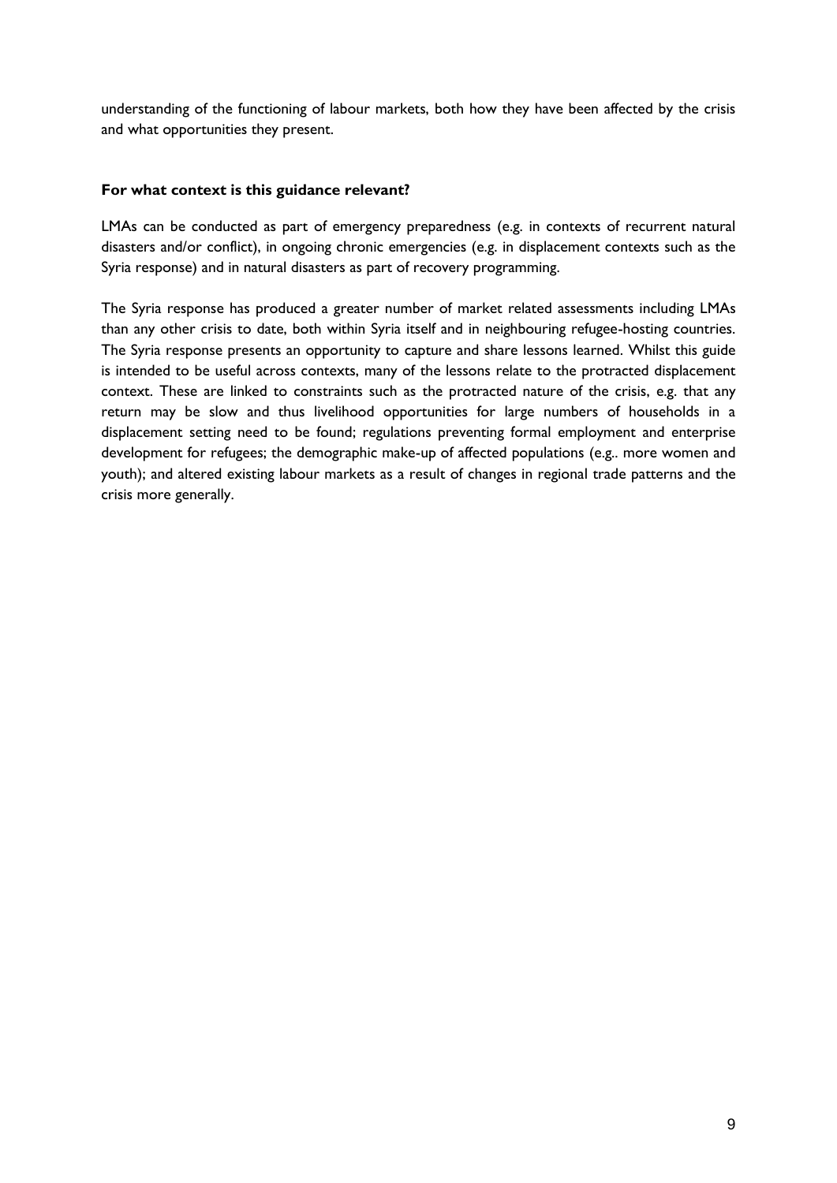understanding of the functioning of labour markets, both how they have been affected by the crisis and what opportunities they present.

**For what context is this guidance relevant?**

LMAs can be conducted as part of emergency preparedness (e.g. in contexts of recurrent natural disasters and/or conflict), in ongoing chronic emergencies (e.g. in displacement contexts such as the Syria response) and in natural disasters as part of recovery programming.

The Syria response has produced a greater number of market related assessments including LMAs than any other crisis to date, both within Syria itself and in neighbouring refugee-hosting countries. The Syria response presents an opportunity to capture and share lessons learned. Whilst this guide is intended to be useful across contexts, many of the lessons relate to the protracted displacement context. These are linked to constraints such as the protracted nature of the crisis, e.g. that any return may be slow and thus livelihood opportunities for large numbers of households in a displacement setting need to be found; regulations preventing formal employment and enterprise development for refugees; the demographic make-up of affected populations (e.g.. more women and youth); and altered existing labour markets as a result of changes in regional trade patterns and the crisis more generally.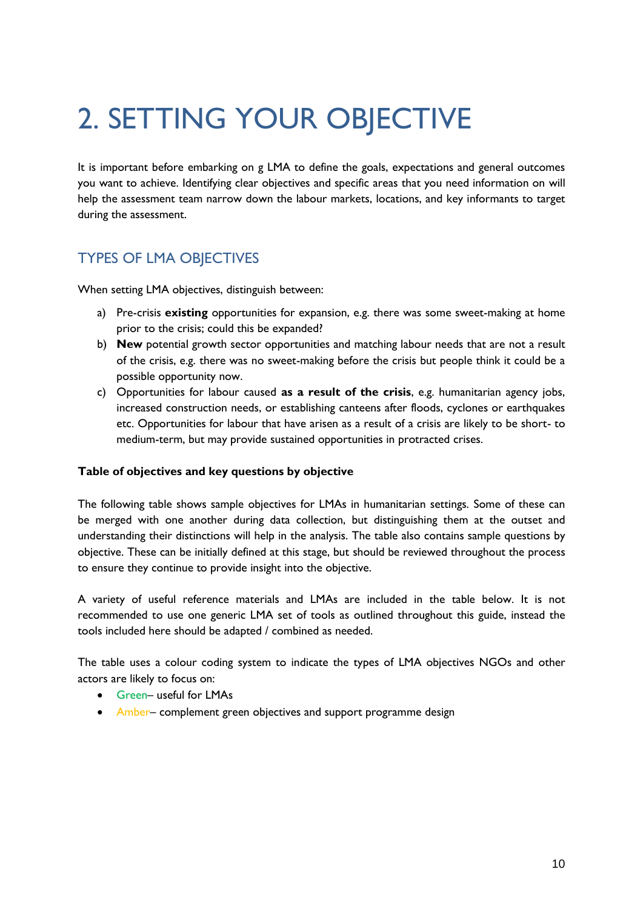# 2. SETTING YOUR OBJECTIVE

It is important before embarking on g LMA to define the goals, expectations and general outcomes you want to achieve. Identifying clear objectives and specific areas that you need information on will help the assessment team narrow down the labour markets, locations, and key informants to target during the assessment.

## TYPES OF LMA OBJECTIVES

When setting LMA objectives, distinguish between:

a) Pre-crisis **existing** opportunities for expansion, e.g. there was some sweet-making at home prior to the crisis; could this be expanded?
b) **New** potential growth sector opportunities and matching labour needs that are not a result of the crisis, e.g. there was no sweet-making before the crisis but people think it could be a possible opportunity now.
c) Opportunities for labour caused **as a result of the crisis**, e.g. humanitarian agency jobs, increased construction needs, or establishing canteens after floods, cyclones or earthquakes etc. Opportunities for labour that have arisen as a result of a crisis are likely to be short- to medium-term, but may provide sustained opportunities in protracted crises.

**Table of objectives and key questions by objective**

The following table shows sample objectives for LMAs in humanitarian settings. Some of these can be merged with one another during data collection, but distinguishing them at the outset and understanding their distinctions will help in the analysis. The table also contains sample questions by objective. These can be initially defined at this stage, but should be reviewed throughout the process to ensure they continue to provide insight into the objective.

A variety of useful reference materials and LMAs are included in the table below. It is not recommended to use one generic LMA set of tools as outlined throughout this guide, instead the tools included here should be adapted / combined as needed.

The table uses a colour coding system to indicate the types of LMA objectives NGOs and other actors are likely to focus on:

- Green– useful for LMAs
- Amber– complement green objectives and support programme design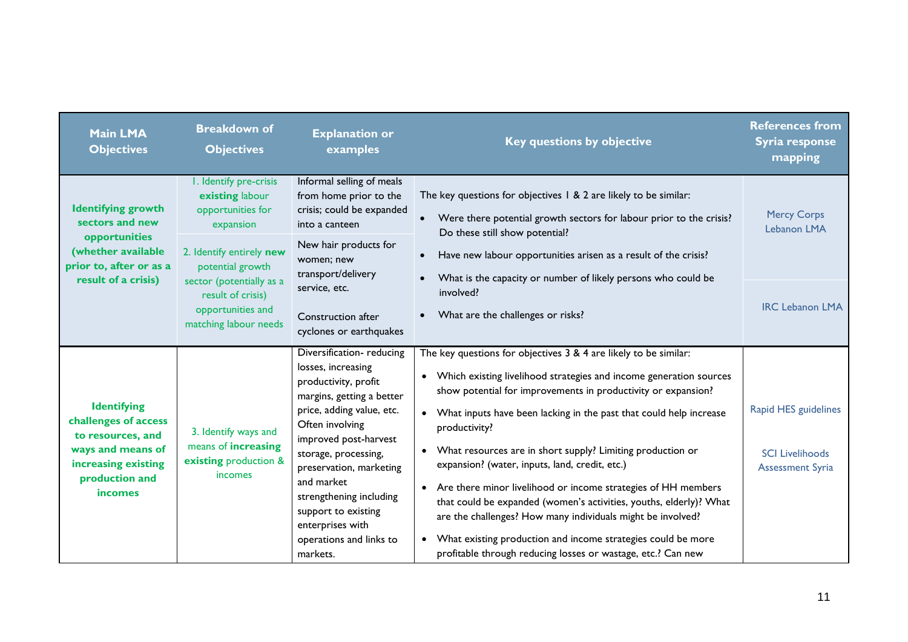| Main LMA Objectives | Breakdown of Objectives | Explanation or examples | Key questions by objective | References from Syria response mapping |
|---|---|---|---|---|
| **Identifying growth sectors and new opportunities (whether available prior to, after or as a result of a crisis)** | 1. Identify pre-crisis **existing** labour opportunities for expansion | Informal selling of meals from home prior to the crisis; could be expanded into a canteen | The key questions for objectives 1 & 2 are likely to be similar:<br>• Were there potential growth sectors for labour prior to the crisis? Do these still show potential?<br>• Have new labour opportunities arisen as a result of the crisis?<br>• What is the capacity or number of likely persons who could be involved?<br>• What are the challenges or risks? | Mercy Corps Lebanon LMA |
| | 2. Identify entirely **new** potential growth sector (potentially as a result of crisis) opportunities and matching labour needs | New hair products for women; new transport/delivery service, etc.<br><br>Construction after cyclones or earthquakes | | IRC Lebanon LMA |
| **Identifying challenges of access to resources, and ways and means of increasing existing production and incomes** | 3. Identify ways and means of **increasing existing** production & incomes | Diversification- reducing losses, increasing productivity, profit margins, getting a better price, adding value, etc. Often involving improved post-harvest storage, processing, preservation, marketing and market strengthening including support to existing enterprises with operations and links to markets. | The key questions for objectives 3 & 4 are likely to be similar:<br>• Which existing livelihood strategies and income generation sources show potential for improvements in productivity or expansion?<br>• What inputs have been lacking in the past that could help increase productivity?<br>• What resources are in short supply? Limiting production or expansion? (water, inputs, land, credit, etc.)<br>• Are there minor livelihood or income strategies of HH members that could be expanded (women's activities, youths, elderly)? What are the challenges? How many individuals might be involved?<br>• What existing production and income strategies could be more profitable through reducing losses or wastage, etc.? Can new | Rapid HES guidelines<br><br>SCI Livelihoods Assessment Syria |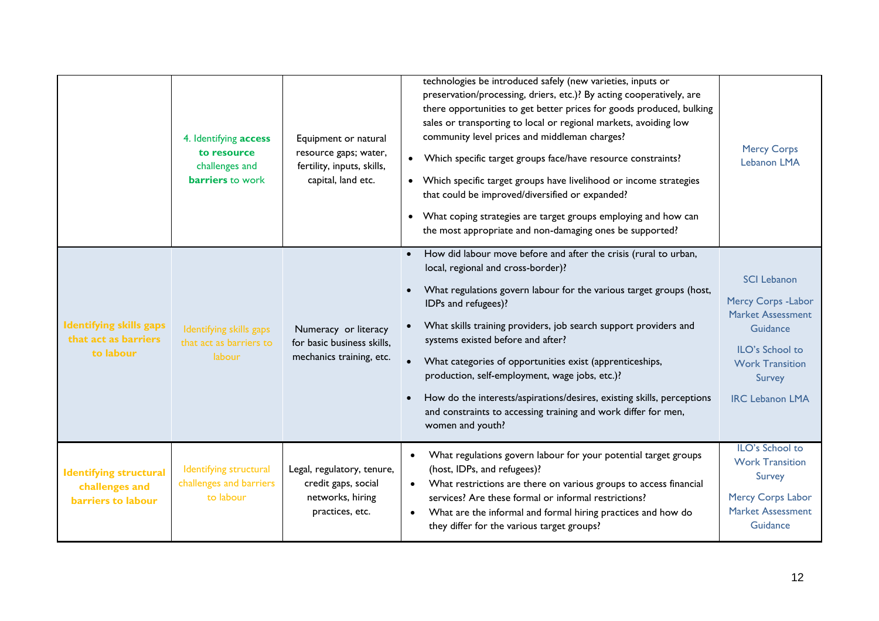| | | | | |
|---|---|---|---|---|
| | 4. Identifying **access to resource** challenges and **barriers** to work | Equipment or natural resource gaps; water, fertility, inputs, skills, capital, land etc. | technologies be introduced safely (new varieties, inputs or preservation/processing, driers, etc.)? By acting cooperatively, are there opportunities to get better prices for goods produced, bulking sales or transporting to local or regional markets, avoiding low community level prices and middleman charges?<br>• Which specific target groups face/have resource constraints?<br>• Which specific target groups have livelihood or income strategies that could be improved/diversified or expanded?<br>• What coping strategies are target groups employing and how can the most appropriate and non-damaging ones be supported? | Mercy Corps Lebanon LMA |
| **Identifying skills gaps that act as barriers to labour** | Identifying skills gaps that act as barriers to labour | Numeracy or literacy for basic business skills, mechanics training, etc. | • How did labour move before and after the crisis (rural to urban, local, regional and cross-border)?<br>• What regulations govern labour for the various target groups (host, IDPs and refugees)?<br>• What skills training providers, job search support providers and systems existed before and after?<br>• What categories of opportunities exist (apprenticeships, production, self-employment, wage jobs, etc.)?<br>• How do the interests/aspirations/desires, existing skills, perceptions and constraints to accessing training and work differ for men, women and youth? | SCI Lebanon<br><br>Mercy Corps -Labor Market Assessment Guidance<br><br>ILO's School to Work Transition Survey<br><br>IRC Lebanon LMA |
| **Identifying structural challenges and barriers to labour** | Identifying structural challenges and barriers to labour | Legal, regulatory, tenure, credit gaps, social networks, hiring practices, etc. | • What regulations govern labour for your potential target groups (host, IDPs, and refugees)?<br>• What restrictions are there on various groups to access financial services? Are these formal or informal restrictions?<br>• What are the informal and formal hiring practices and how do they differ for the various target groups? | ILO's School to Work Transition Survey<br><br>Mercy Corps Labor Market Assessment Guidance |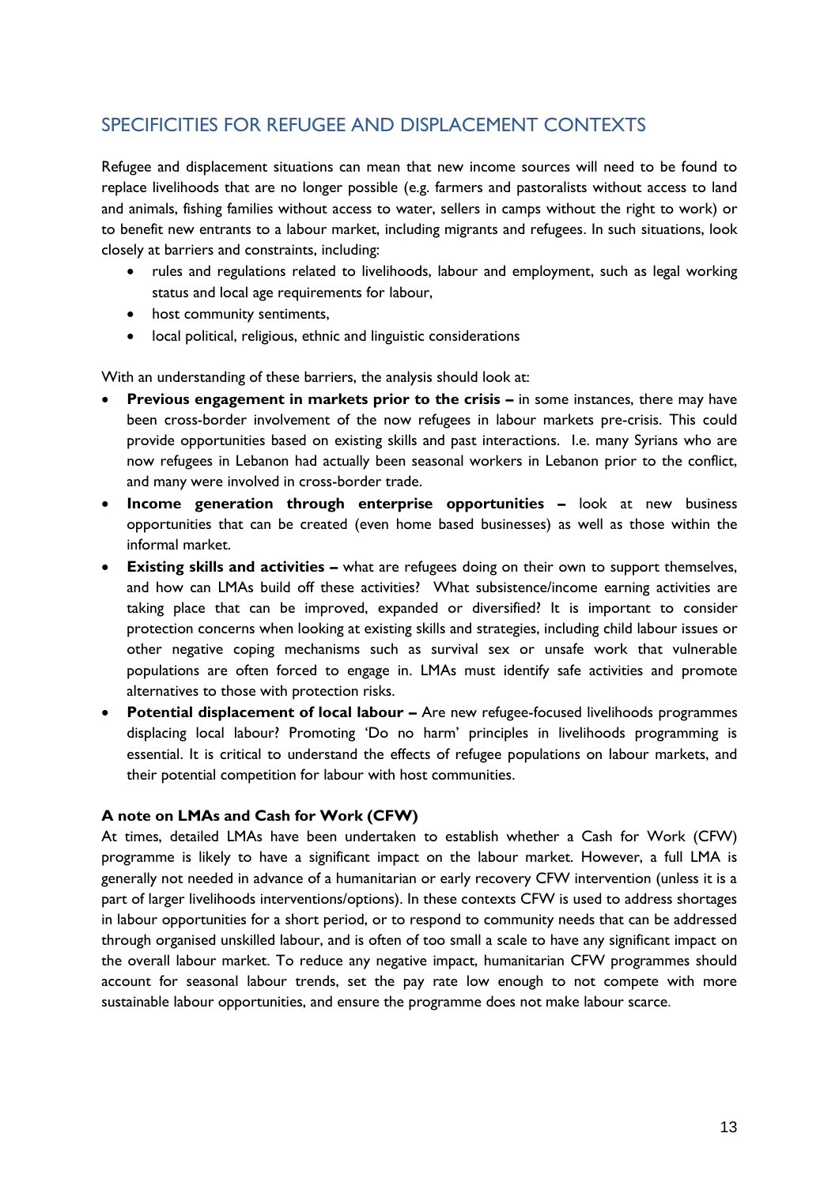## SPECIFICITIES FOR REFUGEE AND DISPLACEMENT CONTEXTS

Refugee and displacement situations can mean that new income sources will need to be found to replace livelihoods that are no longer possible (e.g. farmers and pastoralists without access to land and animals, fishing families without access to water, sellers in camps without the right to work) or to benefit new entrants to a labour market, including migrants and refugees. In such situations, look closely at barriers and constraints, including:

- rules and regulations related to livelihoods, labour and employment, such as legal working status and local age requirements for labour,
- host community sentiments,
- local political, religious, ethnic and linguistic considerations

With an understanding of these barriers, the analysis should look at:

- **Previous engagement in markets prior to the crisis –** in some instances, there may have been cross-border involvement of the now refugees in labour markets pre-crisis. This could provide opportunities based on existing skills and past interactions. I.e. many Syrians who are now refugees in Lebanon had actually been seasonal workers in Lebanon prior to the conflict, and many were involved in cross-border trade.
- **Income generation through enterprise opportunities –** look at new business opportunities that can be created (even home based businesses) as well as those within the informal market.
- **Existing skills and activities –** what are refugees doing on their own to support themselves, and how can LMAs build off these activities? What subsistence/income earning activities are taking place that can be improved, expanded or diversified? It is important to consider protection concerns when looking at existing skills and strategies, including child labour issues or other negative coping mechanisms such as survival sex or unsafe work that vulnerable populations are often forced to engage in. LMAs must identify safe activities and promote alternatives to those with protection risks.
- **Potential displacement of local labour –** Are new refugee-focused livelihoods programmes displacing local labour? Promoting 'Do no harm' principles in livelihoods programming is essential. It is critical to understand the effects of refugee populations on labour markets, and their potential competition for labour with host communities.

**A note on LMAs and Cash for Work (CFW)**

At times, detailed LMAs have been undertaken to establish whether a Cash for Work (CFW) programme is likely to have a significant impact on the labour market. However, a full LMA is generally not needed in advance of a humanitarian or early recovery CFW intervention (unless it is a part of larger livelihoods interventions/options). In these contexts CFW is used to address shortages in labour opportunities for a short period, or to respond to community needs that can be addressed through organised unskilled labour, and is often of too small a scale to have any significant impact on the overall labour market. To reduce any negative impact, humanitarian CFW programmes should account for seasonal labour trends, set the pay rate low enough to not compete with more sustainable labour opportunities, and ensure the programme does not make labour scarce.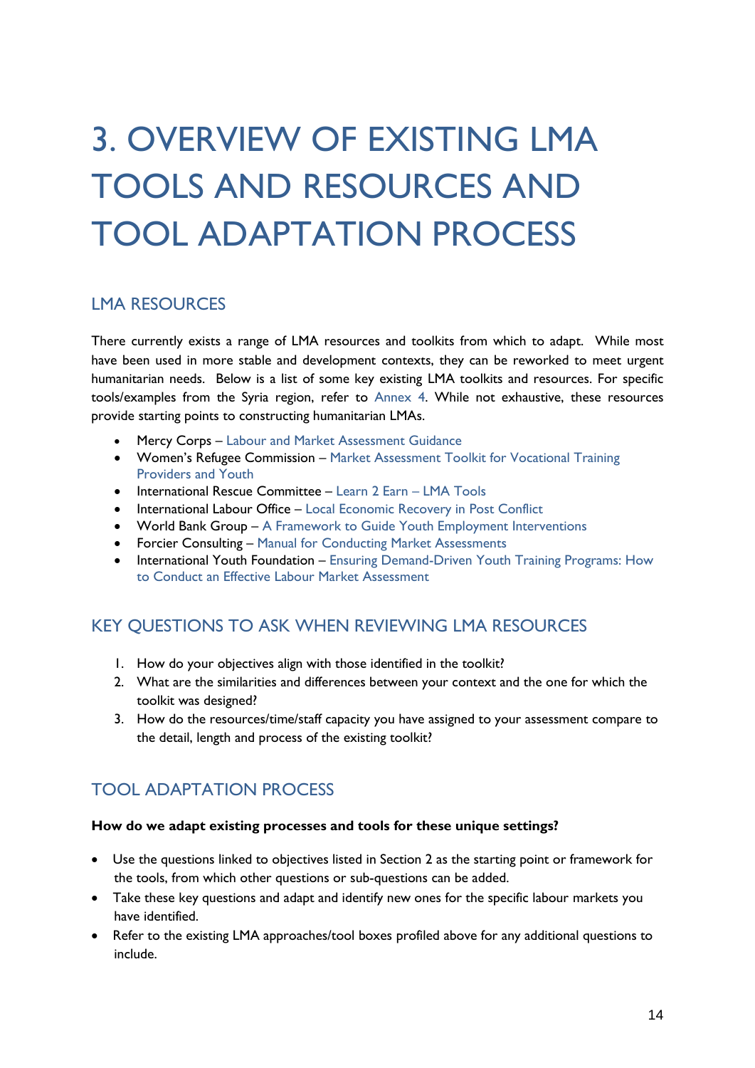# 3. OVERVIEW OF EXISTING LMA TOOLS AND RESOURCES AND TOOL ADAPTATION PROCESS

## LMA RESOURCES

There currently exists a range of LMA resources and toolkits from which to adapt. While most have been used in more stable and development contexts, they can be reworked to meet urgent humanitarian needs. Below is a list of some key existing LMA toolkits and resources. For specific tools/examples from the Syria region, refer to Annex 4. While not exhaustive, these resources provide starting points to constructing humanitarian LMAs.

- Mercy Corps – Labour and Market Assessment Guidance
- Women's Refugee Commission – Market Assessment Toolkit for Vocational Training Providers and Youth
- International Rescue Committee – Learn 2 Earn – LMA Tools
- International Labour Office – Local Economic Recovery in Post Conflict
- World Bank Group – A Framework to Guide Youth Employment Interventions
- Forcier Consulting – Manual for Conducting Market Assessments
- International Youth Foundation – Ensuring Demand-Driven Youth Training Programs: How to Conduct an Effective Labour Market Assessment

## KEY QUESTIONS TO ASK WHEN REVIEWING LMA RESOURCES

1. How do your objectives align with those identified in the toolkit?
2. What are the similarities and differences between your context and the one for which the toolkit was designed?
3. How do the resources/time/staff capacity you have assigned to your assessment compare to the detail, length and process of the existing toolkit?

## TOOL ADAPTATION PROCESS

**How do we adapt existing processes and tools for these unique settings?**

- Use the questions linked to objectives listed in Section 2 as the starting point or framework for the tools, from which other questions or sub-questions can be added.
- Take these key questions and adapt and identify new ones for the specific labour markets you have identified.
- Refer to the existing LMA approaches/tool boxes profiled above for any additional questions to include.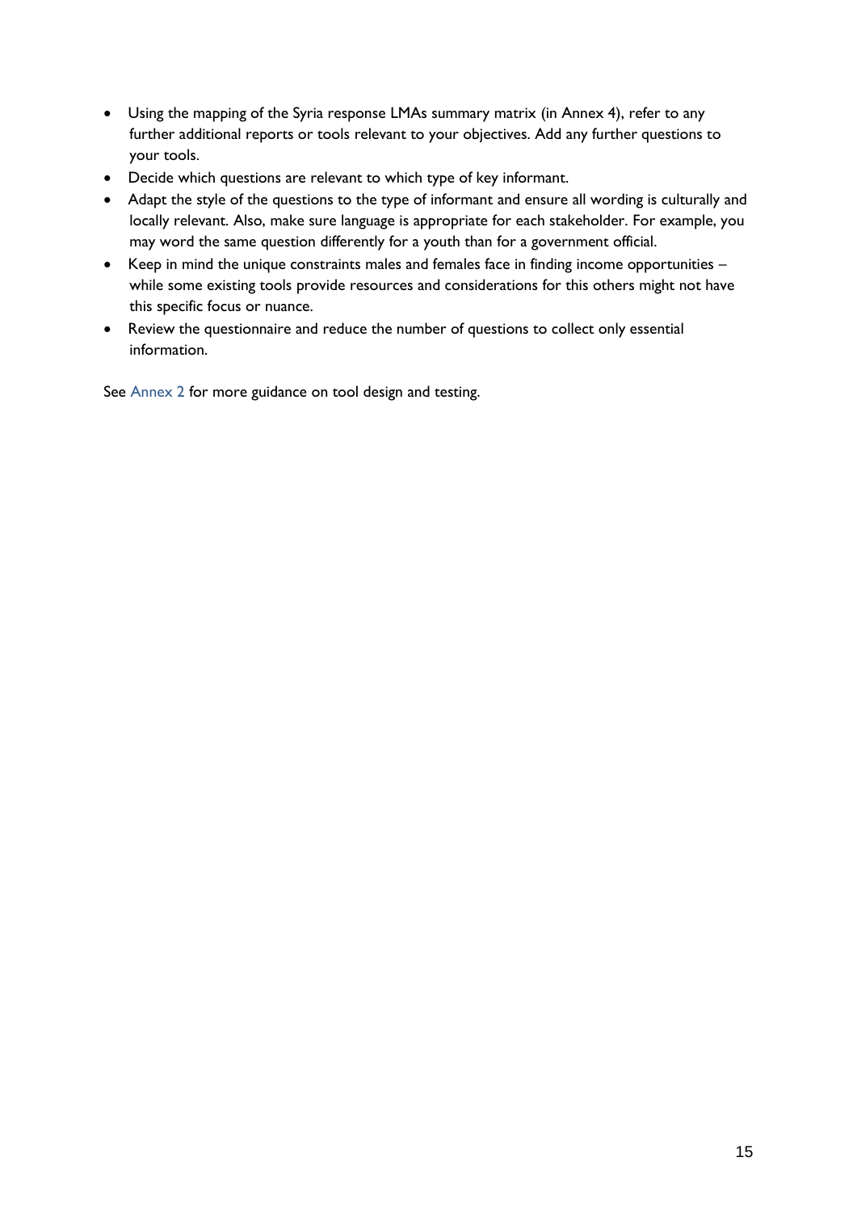- Using the mapping of the Syria response LMAs summary matrix (in Annex 4), refer to any further additional reports or tools relevant to your objectives. Add any further questions to your tools.
- Decide which questions are relevant to which type of key informant.
- Adapt the style of the questions to the type of informant and ensure all wording is culturally and locally relevant. Also, make sure language is appropriate for each stakeholder. For example, you may word the same question differently for a youth than for a government official.
- Keep in mind the unique constraints males and females face in finding income opportunities – while some existing tools provide resources and considerations for this others might not have this specific focus or nuance.
- Review the questionnaire and reduce the number of questions to collect only essential information.

See Annex 2 for more guidance on tool design and testing.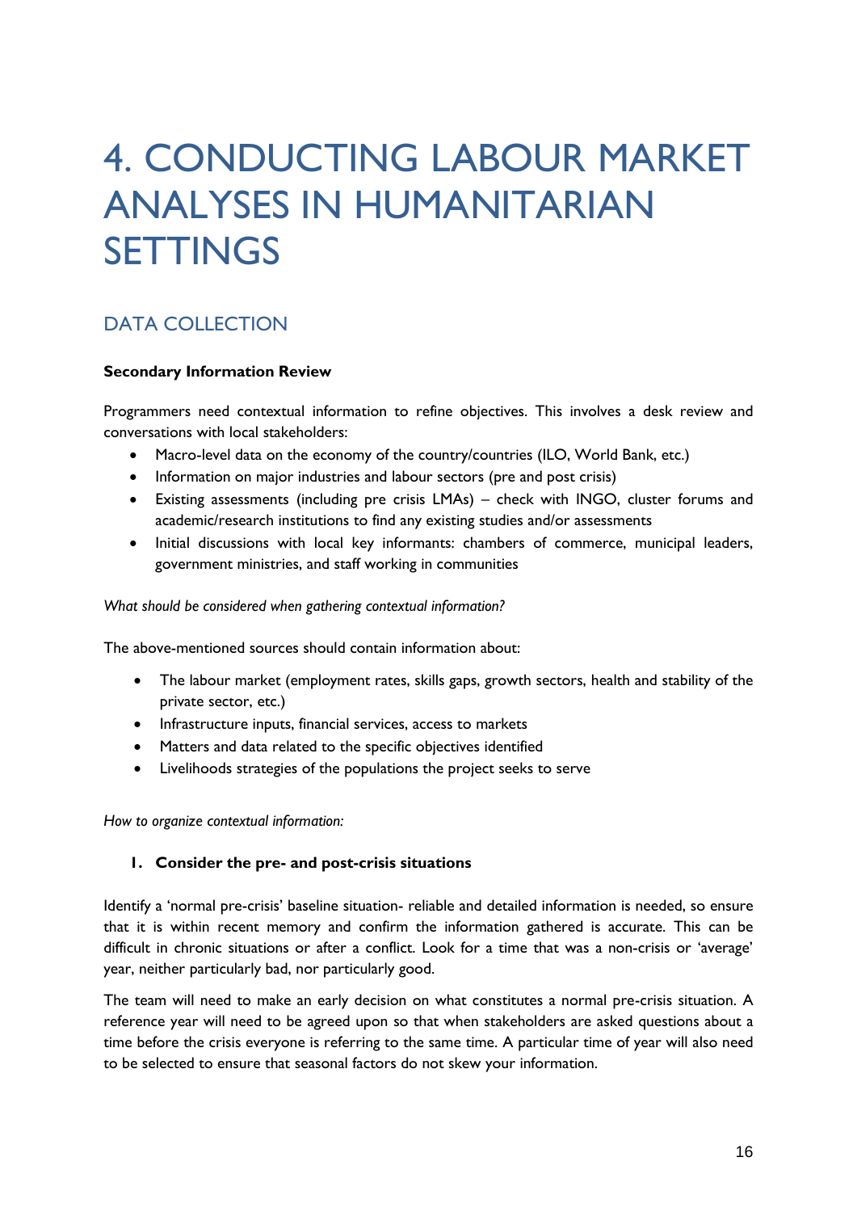# 4. CONDUCTING LABOUR MARKET ANALYSES IN HUMANITARIAN SETTINGS

## DATA COLLECTION

**Secondary Information Review**

Programmers need contextual information to refine objectives. This involves a desk review and conversations with local stakeholders:

- Macro-level data on the economy of the country/countries (ILO, World Bank, etc.)
- Information on major industries and labour sectors (pre and post crisis)
- Existing assessments (including pre crisis LMAs) – check with INGO, cluster forums and academic/research institutions to find any existing studies and/or assessments
- Initial discussions with local key informants: chambers of commerce, municipal leaders, government ministries, and staff working in communities

*What should be considered when gathering contextual information?*

The above-mentioned sources should contain information about:

- The labour market (employment rates, skills gaps, growth sectors, health and stability of the private sector, etc.)
- Infrastructure inputs, financial services, access to markets
- Matters and data related to the specific objectives identified
- Livelihoods strategies of the populations the project seeks to serve

*How to organize contextual information:*

1. **Consider the pre- and post-crisis situations**

Identify a 'normal pre-crisis' baseline situation- reliable and detailed information is needed, so ensure that it is within recent memory and confirm the information gathered is accurate. This can be difficult in chronic situations or after a conflict. Look for a time that was a non-crisis or 'average' year, neither particularly bad, nor particularly good.

The team will need to make an early decision on what constitutes a normal pre-crisis situation. A reference year will need to be agreed upon so that when stakeholders are asked questions about a time before the crisis everyone is referring to the same time. A particular time of year will also need to be selected to ensure that seasonal factors do not skew your information.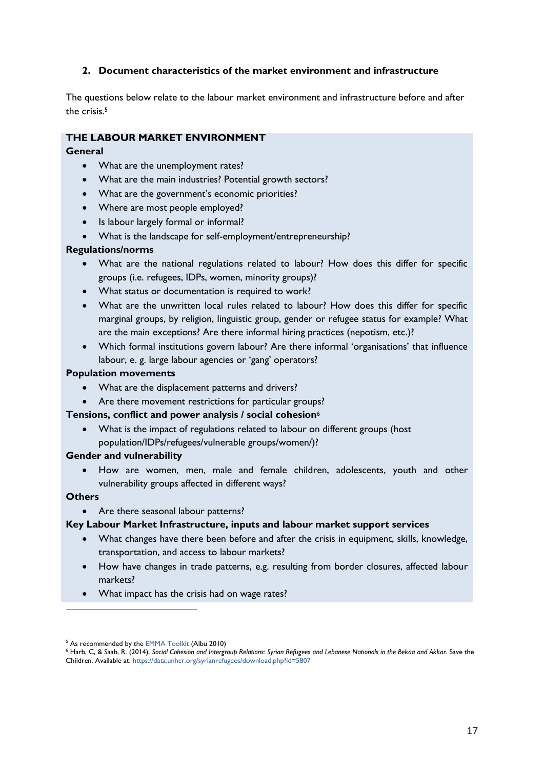## 2. Document characteristics of the market environment and infrastructure

The questions below relate to the labour market environment and infrastructure before and after the crisis.[5]

### THE LABOUR MARKET ENVIRONMENT

**General**

- What are the unemployment rates?
- What are the main industries? Potential growth sectors?
- What are the government's economic priorities?
- Where are most people employed?
- Is labour largely formal or informal?
- What is the landscape for self-employment/entrepreneurship?

**Regulations/norms**

- What are the national regulations related to labour? How does this differ for specific groups (i.e. refugees, IDPs, women, minority groups)?
- What status or documentation is required to work?
- What are the unwritten local rules related to labour? How does this differ for specific marginal groups, by religion, linguistic group, gender or refugee status for example? What are the main exceptions? Are there informal hiring practices (nepotism, etc.)?
- Which formal institutions govern labour? Are there informal 'organisations' that influence labour, e. g. large labour agencies or 'gang' operators?

**Population movements**

- What are the displacement patterns and drivers?
- Are there movement restrictions for particular groups?

**Tensions, conflict and power analysis / social cohesion**[6]

- What is the impact of regulations related to labour on different groups (host population/IDPs/refugees/vulnerable groups/women/)?

**Gender and vulnerability**

- How are women, men, male and female children, adolescents, youth and other vulnerability groups affected in different ways?

**Others**

- Are there seasonal labour patterns?

**Key Labour Market Infrastructure, inputs and labour market support services**

- What changes have there been before and after the crisis in equipment, skills, knowledge, transportation, and access to labour markets?
- How have changes in trade patterns, e.g. resulting from border closures, affected labour markets?
- What impact has the crisis had on wage rates?

---

[5] As recommended by the EMMA Toolkit (Albu 2010)

[6] Harb, C, & Saab, R. (2014). *Social Cohesion and Intergroup Relations: Syrian Refugees and Lebanese Nationals in the Bekaa and Akkar*. Save the Children. Available at: https://data.unhcr.org/syrianrefugees/download.php?id=5807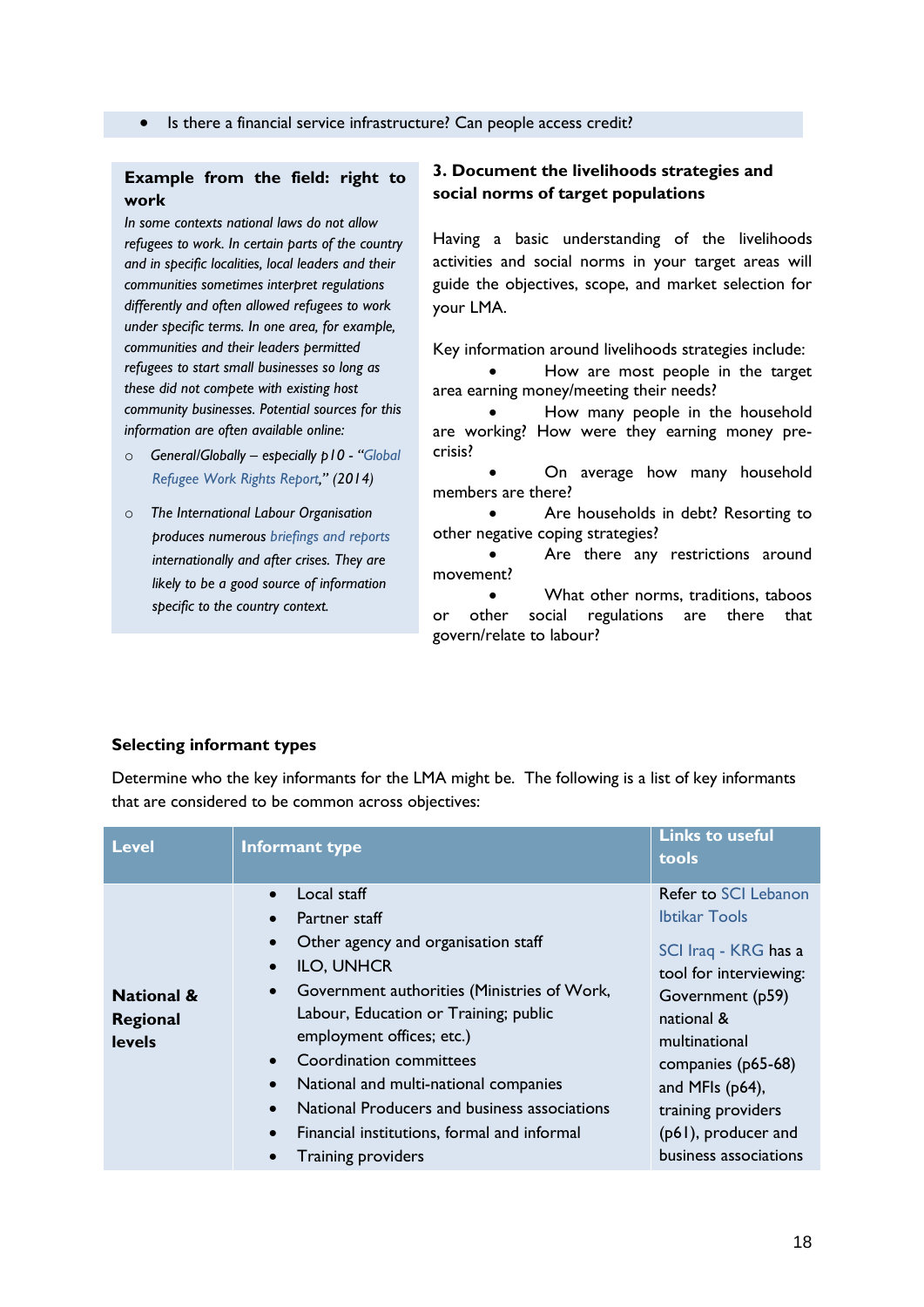- Is there a financial service infrastructure? Can people access credit?

**Example from the field: right to work**

*In some contexts national laws do not allow refugees to work. In certain parts of the country and in specific localities, local leaders and their communities sometimes interpret regulations differently and often allowed refugees to work under specific terms. In one area, for example, communities and their leaders permitted refugees to start small businesses so long as these did not compete with existing host community businesses. Potential sources for this information are often available online:*

- *General/Globally – especially p10 - "Global Refugee Work Rights Report," (2014)*
- *The International Labour Organisation produces numerous briefings and reports internationally and after crises. They are likely to be a good source of information specific to the country context.*

### 3. Document the livelihoods strategies and social norms of target populations

Having a basic understanding of the livelihoods activities and social norms in your target areas will guide the objectives, scope, and market selection for your LMA.

Key information around livelihoods strategies include:

- How are most people in the target area earning money/meeting their needs?
- How many people in the household are working? How were they earning money pre-crisis?
- On average how many household members are there?
- Are households in debt? Resorting to other negative coping strategies?
- Are there any restrictions around movement?
- What other norms, traditions, taboos or other social regulations are there that govern/relate to labour?

**Selecting informant types**

Determine who the key informants for the LMA might be. The following is a list of key informants that are considered to be common across objectives:

| Level | Informant type | Links to useful tools |
|---|---|---|
| **National & Regional levels** | <ul><li>Local staff</li><li>Partner staff</li><li>Other agency and organisation staff</li><li>ILO, UNHCR</li><li>Government authorities (Ministries of Work, Labour, Education or Training; public employment offices; etc.)</li><li>Coordination committees</li><li>National and multi-national companies</li><li>National Producers and business associations</li><li>Financial institutions, formal and informal</li><li>Training providers</li></ul> | Refer to SCI Lebanon Ibtikar Tools<br><br>SCI Iraq - KRG has a tool for interviewing: Government (p59) national & multinational companies (p65-68) and MFIs (p64), training providers (p61), producer and business associations |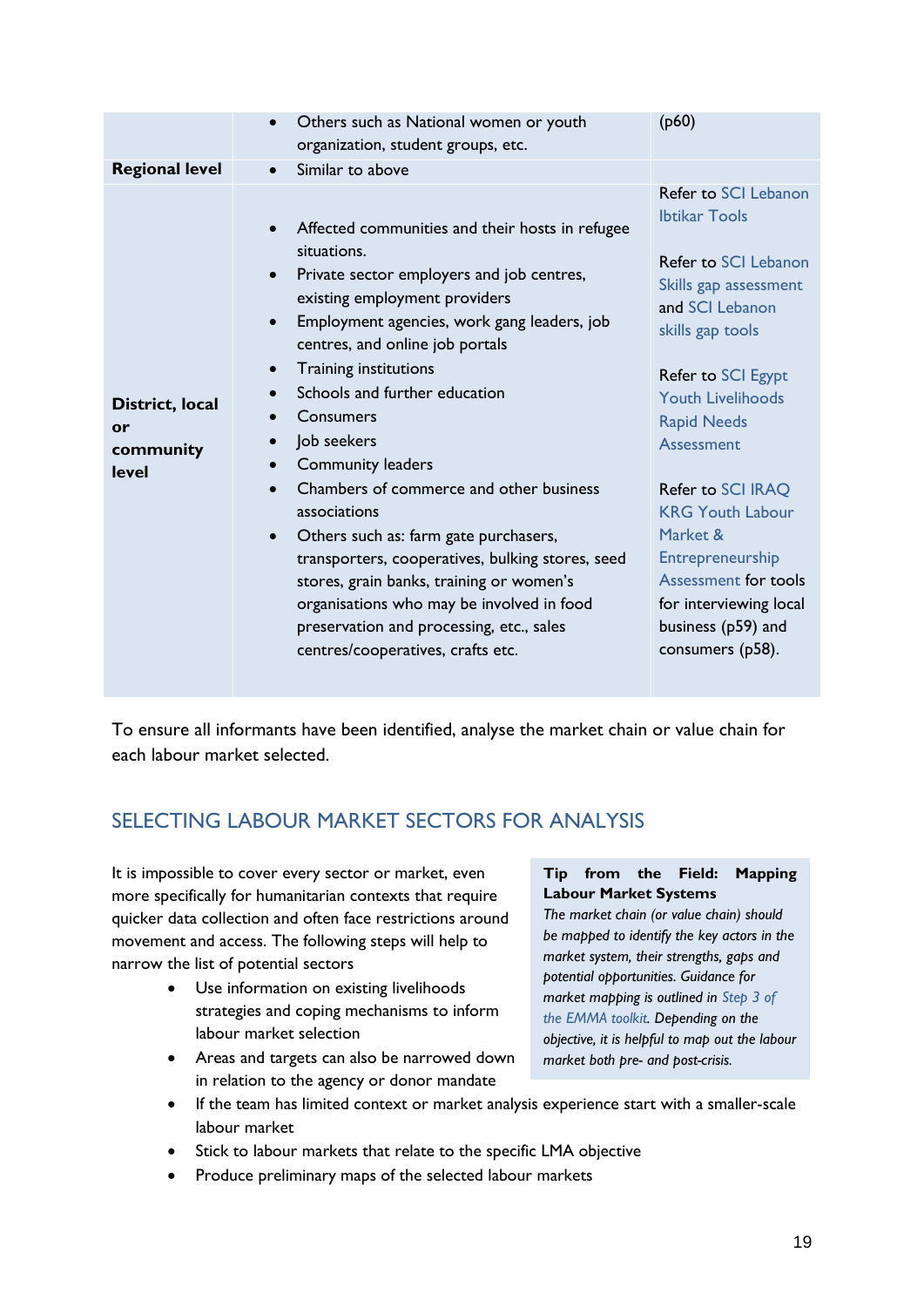| | | |
|---|---|---|
| | • Others such as National women or youth organization, student groups, etc. | (p60) |
| **Regional level** | • Similar to above | |
| **District, local or community level** | • Affected communities and their hosts in refugee situations.<br>• Private sector employers and job centres, existing employment providers<br>• Employment agencies, work gang leaders, job centres, and online job portals<br>• Training institutions<br>• Schools and further education<br>• Consumers<br>• Job seekers<br>• Community leaders<br>• Chambers of commerce and other business associations<br>• Others such as: farm gate purchasers, transporters, cooperatives, bulking stores, seed stores, grain banks, training or women's organisations who may be involved in food preservation and processing, etc., sales centres/cooperatives, crafts etc. | Refer to SCI Lebanon Ibtikar Tools<br><br>Refer to SCI Lebanon Skills gap assessment and SCI Lebanon skills gap tools<br><br>Refer to SCI Egypt Youth Livelihoods Rapid Needs Assessment<br><br>Refer to SCI IRAQ KRG Youth Labour Market & Entrepreneurship Assessment for tools for interviewing local business (p59) and consumers (p58). |

To ensure all informants have been identified, analyse the market chain or value chain for each labour market selected.

## SELECTING LABOUR MARKET SECTORS FOR ANALYSIS

It is impossible to cover every sector or market, even more specifically for humanitarian contexts that require quicker data collection and often face restrictions around movement and access. The following steps will help to narrow the list of potential sectors

- Use information on existing livelihoods strategies and coping mechanisms to inform labour market selection
- Areas and targets can also be narrowed down in relation to the agency or donor mandate
- If the team has limited context or market analysis experience start with a smaller-scale labour market
- Stick to labour markets that relate to the specific LMA objective
- Produce preliminary maps of the selected labour markets

> **Tip from the Field: Mapping Labour Market Systems**
> *The market chain (or value chain) should be mapped to identify the key actors in the market system, their strengths, gaps and potential opportunities. Guidance for market mapping is outlined in Step 3 of the EMMA toolkit. Depending on the objective, it is helpful to map out the labour market both pre- and post-crisis.*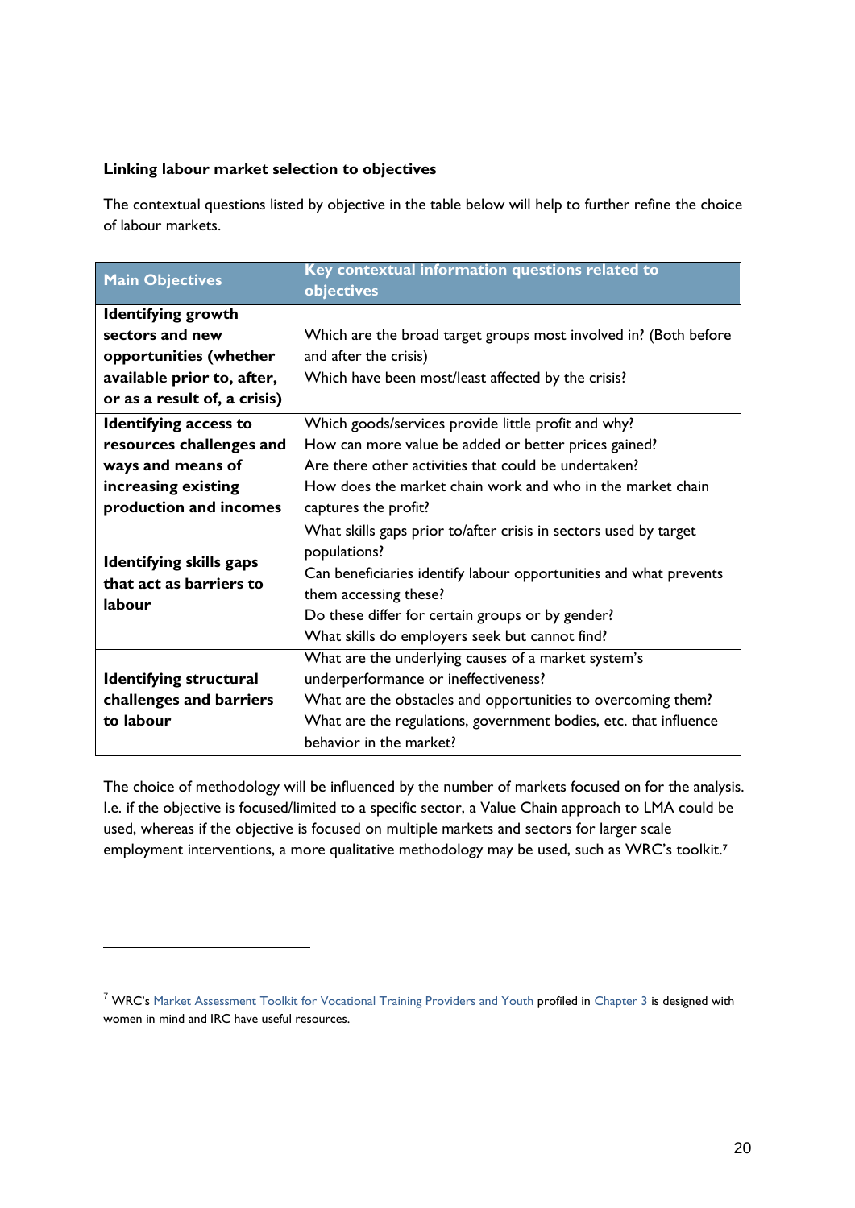**Linking labour market selection to objectives**

The contextual questions listed by objective in the table below will help to further refine the choice of labour markets.

| Main Objectives | Key contextual information questions related to objectives |
|---|---|
| **Identifying growth sectors and new opportunities (whether available prior to, after, or as a result of, a crisis)** | Which are the broad target groups most involved in? (Both before and after the crisis)<br>Which have been most/least affected by the crisis? |
| **Identifying access to resources challenges and ways and means of increasing existing production and incomes** | Which goods/services provide little profit and why?<br>How can more value be added or better prices gained?<br>Are there other activities that could be undertaken?<br>How does the market chain work and who in the market chain captures the profit? |
| **Identifying skills gaps that act as barriers to labour** | What skills gaps prior to/after crisis in sectors used by target populations?<br>Can beneficiaries identify labour opportunities and what prevents them accessing these?<br>Do these differ for certain groups or by gender?<br>What skills do employers seek but cannot find? |
| **Identifying structural challenges and barriers to labour** | What are the underlying causes of a market system's underperformance or ineffectiveness?<br>What are the obstacles and opportunities to overcoming them?<br>What are the regulations, government bodies, etc. that influence behavior in the market? |

The choice of methodology will be influenced by the number of markets focused on for the analysis. I.e. if the objective is focused/limited to a specific sector, a Value Chain approach to LMA could be used, whereas if the objective is focused on multiple markets and sectors for larger scale employment interventions, a more qualitative methodology may be used, such as WRC's toolkit.[7]

[7] WRC's Market Assessment Toolkit for Vocational Training Providers and Youth profiled in Chapter 3 is designed with women in mind and IRC have useful resources.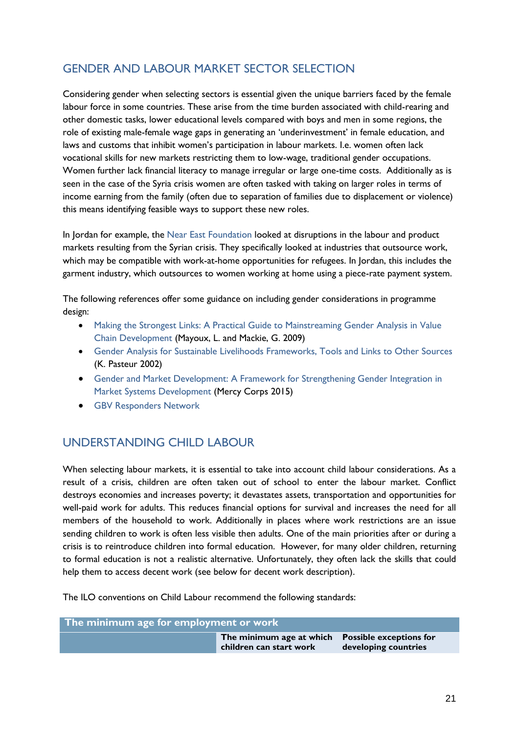## GENDER AND LABOUR MARKET SECTOR SELECTION

Considering gender when selecting sectors is essential given the unique barriers faced by the female labour force in some countries. These arise from the time burden associated with child-rearing and other domestic tasks, lower educational levels compared with boys and men in some regions, the role of existing male-female wage gaps in generating an 'underinvestment' in female education, and laws and customs that inhibit women's participation in labour markets. I.e. women often lack vocational skills for new markets restricting them to low-wage, traditional gender occupations. Women further lack financial literacy to manage irregular or large one-time costs. Additionally as is seen in the case of the Syria crisis women are often tasked with taking on larger roles in terms of income earning from the family (often due to separation of families due to displacement or violence) this means identifying feasible ways to support these new roles.

In Jordan for example, the Near East Foundation looked at disruptions in the labour and product markets resulting from the Syrian crisis. They specifically looked at industries that outsource work, which may be compatible with work-at-home opportunities for refugees. In Jordan, this includes the garment industry, which outsources to women working at home using a piece-rate payment system.

The following references offer some guidance on including gender considerations in programme design:

- Making the Strongest Links: A Practical Guide to Mainstreaming Gender Analysis in Value Chain Development (Mayoux, L. and Mackie, G. 2009)
- Gender Analysis for Sustainable Livelihoods Frameworks, Tools and Links to Other Sources (K. Pasteur 2002)
- Gender and Market Development: A Framework for Strengthening Gender Integration in Market Systems Development (Mercy Corps 2015)
- GBV Responders Network

## UNDERSTANDING CHILD LABOUR

When selecting labour markets, it is essential to take into account child labour considerations. As a result of a crisis, children are often taken out of school to enter the labour market. Conflict destroys economies and increases poverty; it devastates assets, transportation and opportunities for well-paid work for adults. This reduces financial options for survival and increases the need for all members of the household to work. Additionally in places where work restrictions are an issue sending children to work is often less visible then adults. One of the main priorities after or during a crisis is to reintroduce children into formal education. However, for many older children, returning to formal education is not a realistic alternative. Unfortunately, they often lack the skills that could help them to access decent work (see below for decent work description).

The ILO conventions on Child Labour recommend the following standards:

| The minimum age for employment or work | | |
|---|---|---|
| | **The minimum age at which children can start work** | **Possible exceptions for developing countries** |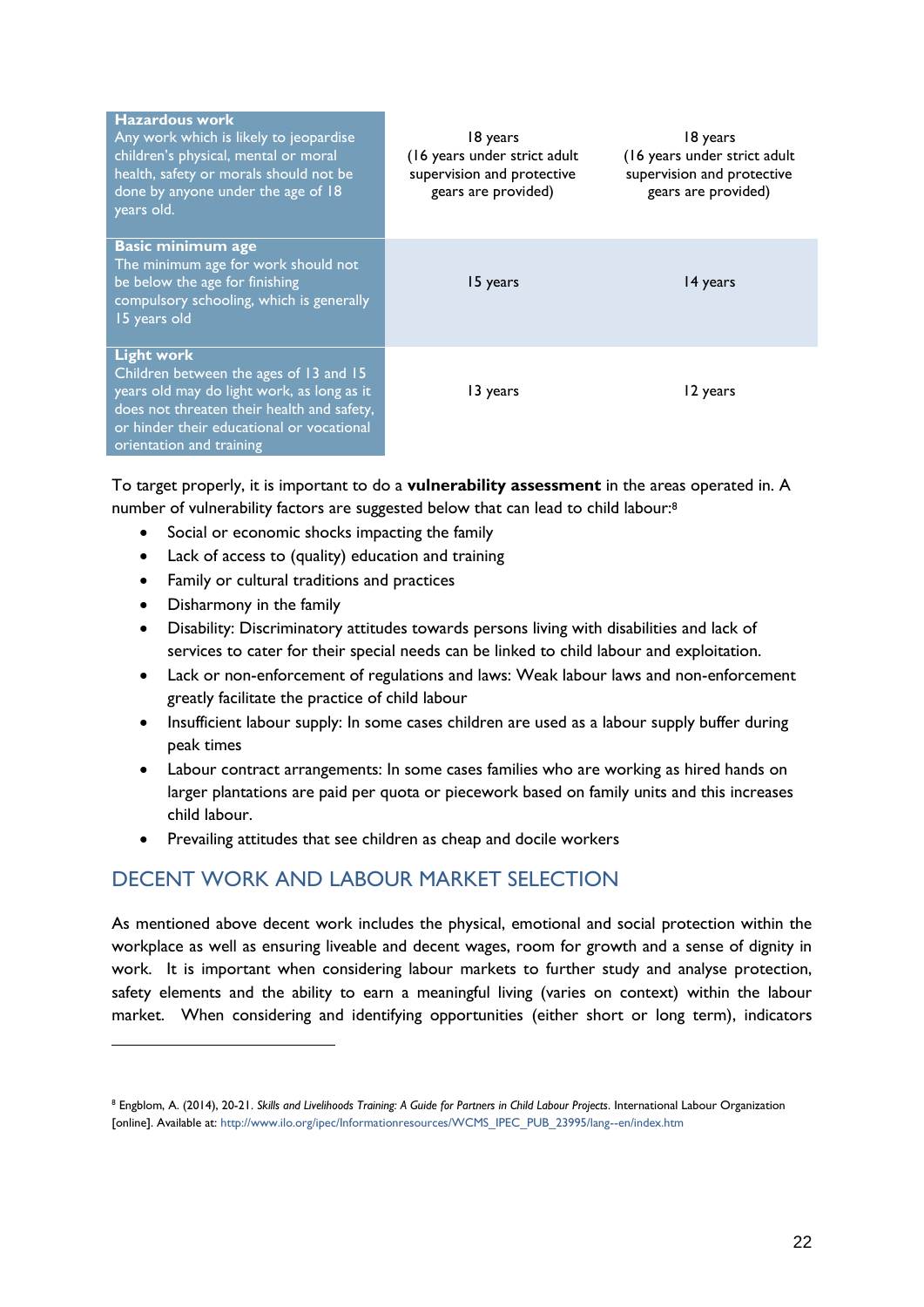| | | |
|---|---|---|
| **Hazardous work** Any work which is likely to jeopardise children's physical, mental or moral health, safety or morals should not be done by anyone under the age of 18 years old. | 18 years (16 years under strict adult supervision and protective gears are provided) | 18 years (16 years under strict adult supervision and protective gears are provided) |
| **Basic minimum age** The minimum age for work should not be below the age for finishing compulsory schooling, which is generally 15 years old | 15 years | 14 years |
| **Light work** Children between the ages of 13 and 15 years old may do light work, as long as it does not threaten their health and safety, or hinder their educational or vocational orientation and training | 13 years | 12 years |

To target properly, it is important to do a **vulnerability assessment** in the areas operated in. A number of vulnerability factors are suggested below that can lead to child labour:[8]

- Social or economic shocks impacting the family
- Lack of access to (quality) education and training
- Family or cultural traditions and practices
- Disharmony in the family
- Disability: Discriminatory attitudes towards persons living with disabilities and lack of services to cater for their special needs can be linked to child labour and exploitation.
- Lack or non-enforcement of regulations and laws: Weak labour laws and non-enforcement greatly facilitate the practice of child labour
- Insufficient labour supply: In some cases children are used as a labour supply buffer during peak times
- Labour contract arrangements: In some cases families who are working as hired hands on larger plantations are paid per quota or piecework based on family units and this increases child labour.
- Prevailing attitudes that see children as cheap and docile workers

## DECENT WORK AND LABOUR MARKET SELECTION

As mentioned above decent work includes the physical, emotional and social protection within the workplace as well as ensuring liveable and decent wages, room for growth and a sense of dignity in work. It is important when considering labour markets to further study and analyse protection, safety elements and the ability to earn a meaningful living (varies on context) within the labour market. When considering and identifying opportunities (either short or long term), indicators

[8] Engblom, A. (2014), 20-21. *Skills and Livelihoods Training: A Guide for Partners in Child Labour Projects*. International Labour Organization [online]. Available at: http://www.ilo.org/ipec/Informationresources/WCMS_IPEC_PUB_23995/lang--en/index.htm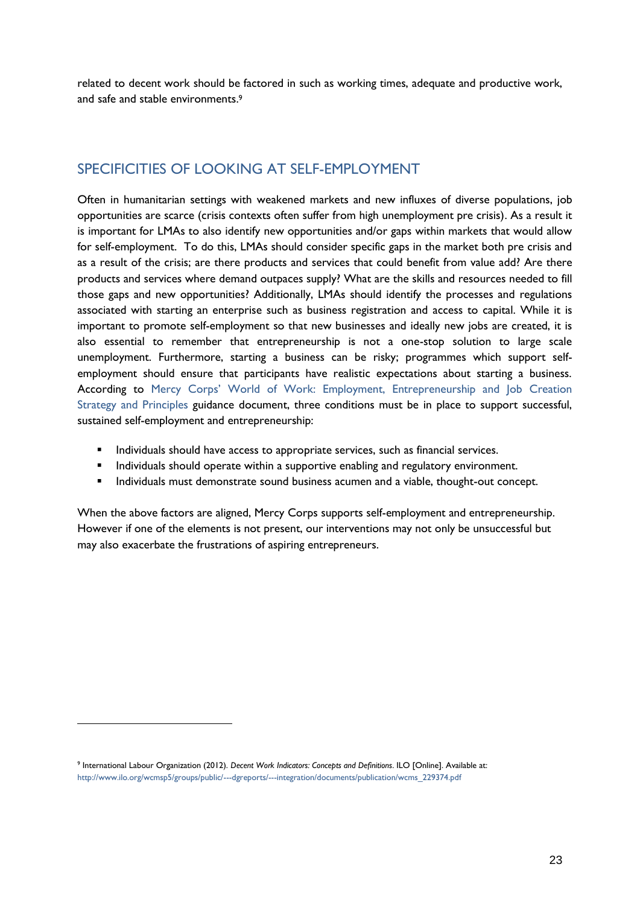related to decent work should be factored in such as working times, adequate and productive work, and safe and stable environments.[9]

## SPECIFICITIES OF LOOKING AT SELF-EMPLOYMENT

Often in humanitarian settings with weakened markets and new influxes of diverse populations, job opportunities are scarce (crisis contexts often suffer from high unemployment pre crisis). As a result it is important for LMAs to also identify new opportunities and/or gaps within markets that would allow for self-employment. To do this, LMAs should consider specific gaps in the market both pre crisis and as a result of the crisis; are there products and services that could benefit from value add? Are there products and services where demand outpaces supply? What are the skills and resources needed to fill those gaps and new opportunities? Additionally, LMAs should identify the processes and regulations associated with starting an enterprise such as business registration and access to capital. While it is important to promote self-employment so that new businesses and ideally new jobs are created, it is also essential to remember that entrepreneurship is not a one-stop solution to large scale unemployment. Furthermore, starting a business can be risky; programmes which support self-employment should ensure that participants have realistic expectations about starting a business. According to Mercy Corps' World of Work: Employment, Entrepreneurship and Job Creation Strategy and Principles guidance document, three conditions must be in place to support successful, sustained self-employment and entrepreneurship:

- Individuals should have access to appropriate services, such as financial services.
- Individuals should operate within a supportive enabling and regulatory environment.
- Individuals must demonstrate sound business acumen and a viable, thought-out concept.

When the above factors are aligned, Mercy Corps supports self-employment and entrepreneurship. However if one of the elements is not present, our interventions may not only be unsuccessful but may also exacerbate the frustrations of aspiring entrepreneurs.

---

[9] International Labour Organization (2012). *Decent Work Indicators: Concepts and Definitions*. ILO [Online]. Available at: http://www.ilo.org/wcmsp5/groups/public/---dgreports/---integration/documents/publication/wcms_229374.pdf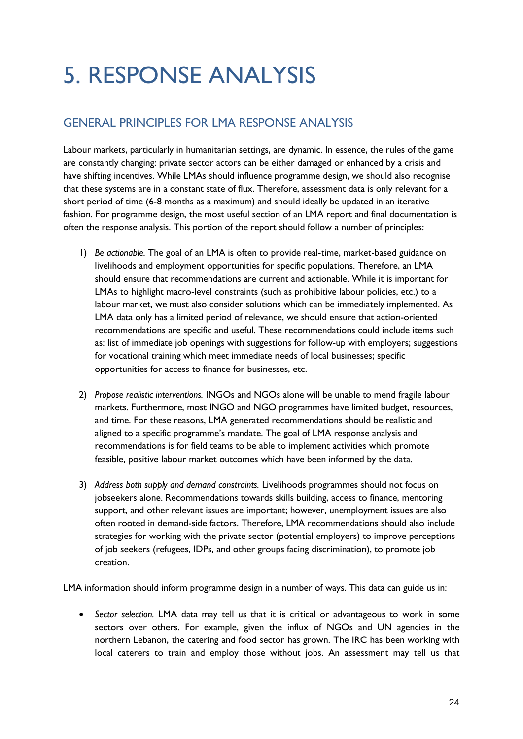# 5. RESPONSE ANALYSIS

## GENERAL PRINCIPLES FOR LMA RESPONSE ANALYSIS

Labour markets, particularly in humanitarian settings, are dynamic. In essence, the rules of the game are constantly changing: private sector actors can be either damaged or enhanced by a crisis and have shifting incentives. While LMAs should influence programme design, we should also recognise that these systems are in a constant state of flux. Therefore, assessment data is only relevant for a short period of time (6-8 months as a maximum) and should ideally be updated in an iterative fashion. For programme design, the most useful section of an LMA report and final documentation is often the response analysis. This portion of the report should follow a number of principles:

1) *Be actionable.* The goal of an LMA is often to provide real-time, market-based guidance on livelihoods and employment opportunities for specific populations. Therefore, an LMA should ensure that recommendations are current and actionable. While it is important for LMAs to highlight macro-level constraints (such as prohibitive labour policies, etc.) to a labour market, we must also consider solutions which can be immediately implemented. As LMA data only has a limited period of relevance, we should ensure that action-oriented recommendations are specific and useful. These recommendations could include items such as: list of immediate job openings with suggestions for follow-up with employers; suggestions for vocational training which meet immediate needs of local businesses; specific opportunities for access to finance for businesses, etc.

2) *Propose realistic interventions.* INGOs and NGOs alone will be unable to mend fragile labour markets. Furthermore, most INGO and NGO programmes have limited budget, resources, and time. For these reasons, LMA generated recommendations should be realistic and aligned to a specific programme's mandate. The goal of LMA response analysis and recommendations is for field teams to be able to implement activities which promote feasible, positive labour market outcomes which have been informed by the data.

3) *Address both supply and demand constraints.* Livelihoods programmes should not focus on jobseekers alone. Recommendations towards skills building, access to finance, mentoring support, and other relevant issues are important; however, unemployment issues are also often rooted in demand-side factors. Therefore, LMA recommendations should also include strategies for working with the private sector (potential employers) to improve perceptions of job seekers (refugees, IDPs, and other groups facing discrimination), to promote job creation.

LMA information should inform programme design in a number of ways. This data can guide us in:

- *Sector selection.* LMA data may tell us that it is critical or advantageous to work in some sectors over others. For example, given the influx of NGOs and UN agencies in the northern Lebanon, the catering and food sector has grown. The IRC has been working with local caterers to train and employ those without jobs. An assessment may tell us that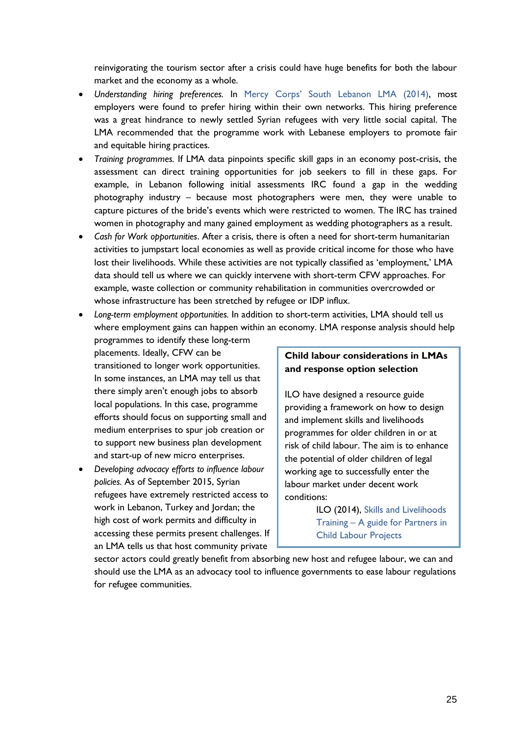reinvigorating the tourism sector after a crisis could have huge benefits for both the labour market and the economy as a whole.

- *Understanding hiring preferences.* In Mercy Corps' South Lebanon LMA (2014), most employers were found to prefer hiring within their own networks. This hiring preference was a great hindrance to newly settled Syrian refugees with very little social capital. The LMA recommended that the programme work with Lebanese employers to promote fair and equitable hiring practices.
- *Training programmes.* If LMA data pinpoints specific skill gaps in an economy post-crisis, the assessment can direct training opportunities for job seekers to fill in these gaps. For example, in Lebanon following initial assessments IRC found a gap in the wedding photography industry – because most photographers were men, they were unable to capture pictures of the bride's events which were restricted to women. The IRC has trained women in photography and many gained employment as wedding photographers as a result.
- *Cash for Work opportunities*. After a crisis, there is often a need for short-term humanitarian activities to jumpstart local economies as well as provide critical income for those who have lost their livelihoods. While these activities are not typically classified as 'employment,' LMA data should tell us where we can quickly intervene with short-term CFW approaches. For example, waste collection or community rehabilitation in communities overcrowded or whose infrastructure has been stretched by refugee or IDP influx.
- *Long-term employment opportunities.* In addition to short-term activities, LMA should tell us where employment gains can happen within an economy. LMA response analysis should help programmes to identify these long-term placements. Ideally, CFW can be transitioned to longer work opportunities. In some instances, an LMA may tell us that there simply aren't enough jobs to absorb local populations. In this case, programme efforts should focus on supporting small and medium enterprises to spur job creation or to support new business plan development and start-up of new micro enterprises.
- *Developing advocacy efforts to influence labour policies.* As of September 2015, Syrian refugees have extremely restricted access to work in Lebanon, Turkey and Jordan; the high cost of work permits and difficulty in accessing these permits present challenges. If an LMA tells us that host community private sector actors could greatly benefit from absorbing new host and refugee labour, we can and should use the LMA as an advocacy tool to influence governments to ease labour regulations for refugee communities.

**Child labour considerations in LMAs and response option selection**

ILO have designed a resource guide providing a framework on how to design and implement skills and livelihoods programmes for older children in or at risk of child labour. The aim is to enhance the potential of older children of legal working age to successfully enter the labour market under decent work conditions:

ILO (2014), Skills and Livelihoods Training – A guide for Partners in Child Labour Projects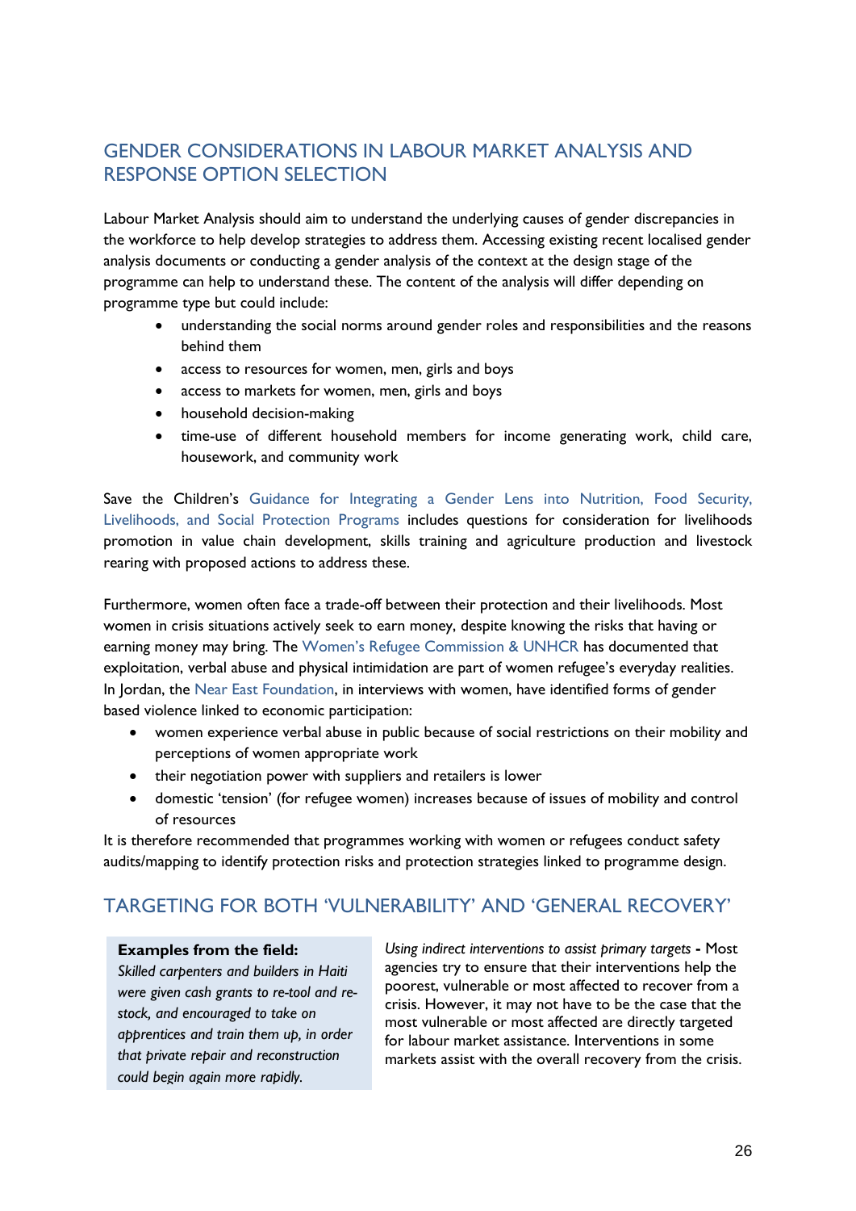## GENDER CONSIDERATIONS IN LABOUR MARKET ANALYSIS AND RESPONSE OPTION SELECTION

Labour Market Analysis should aim to understand the underlying causes of gender discrepancies in the workforce to help develop strategies to address them. Accessing existing recent localised gender analysis documents or conducting a gender analysis of the context at the design stage of the programme can help to understand these. The content of the analysis will differ depending on programme type but could include:

- understanding the social norms around gender roles and responsibilities and the reasons behind them
- access to resources for women, men, girls and boys
- access to markets for women, men, girls and boys
- household decision-making
- time-use of different household members for income generating work, child care, housework, and community work

Save the Children's Guidance for Integrating a Gender Lens into Nutrition, Food Security, Livelihoods, and Social Protection Programs includes questions for consideration for livelihoods promotion in value chain development, skills training and agriculture production and livestock rearing with proposed actions to address these.

Furthermore, women often face a trade-off between their protection and their livelihoods. Most women in crisis situations actively seek to earn money, despite knowing the risks that having or earning money may bring. The Women's Refugee Commission & UNHCR has documented that exploitation, verbal abuse and physical intimidation are part of women refugee's everyday realities. In Jordan, the Near East Foundation, in interviews with women, have identified forms of gender based violence linked to economic participation:

- women experience verbal abuse in public because of social restrictions on their mobility and perceptions of women appropriate work
- their negotiation power with suppliers and retailers is lower
- domestic 'tension' (for refugee women) increases because of issues of mobility and control of resources

It is therefore recommended that programmes working with women or refugees conduct safety audits/mapping to identify protection risks and protection strategies linked to programme design.

## TARGETING FOR BOTH 'VULNERABILITY' AND 'GENERAL RECOVERY'

**Examples from the field:**
*Skilled carpenters and builders in Haiti were given cash grants to re-tool and re-stock, and encouraged to take on apprentices and train them up, in order that private repair and reconstruction could begin again more rapidly.*

*Using indirect interventions to assist primary targets* **-** Most agencies try to ensure that their interventions help the poorest, vulnerable or most affected to recover from a crisis. However, it may not have to be the case that the most vulnerable or most affected are directly targeted for labour market assistance. Interventions in some markets assist with the overall recovery from the crisis.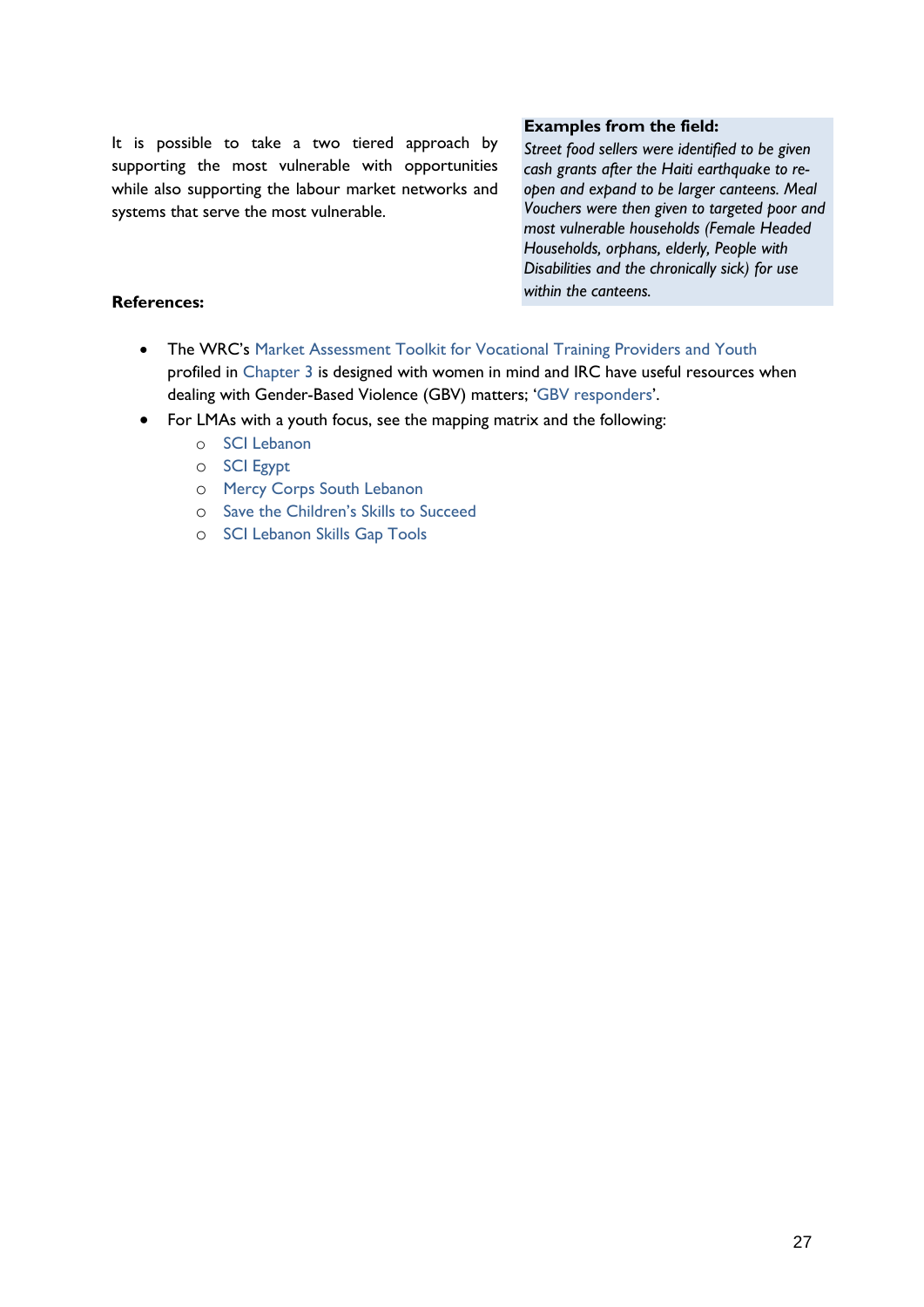It is possible to take a two tiered approach by supporting the most vulnerable with opportunities while also supporting the labour market networks and systems that serve the most vulnerable.

> **Examples from the field:**
> *Street food sellers were identified to be given cash grants after the Haiti earthquake to re-open and expand to be larger canteens. Meal Vouchers were then given to targeted poor and most vulnerable households (Female Headed Households, orphans, elderly, People with Disabilities and the chronically sick) for use within the canteens.*

**References:**

- The WRC's Market Assessment Toolkit for Vocational Training Providers and Youth profiled in Chapter 3 is designed with women in mind and IRC have useful resources when dealing with Gender-Based Violence (GBV) matters; 'GBV responders'.
- For LMAs with a youth focus, see the mapping matrix and the following:
  - SCI Lebanon
  - SCI Egypt
  - Mercy Corps South Lebanon
  - Save the Children's Skills to Succeed
  - SCI Lebanon Skills Gap Tools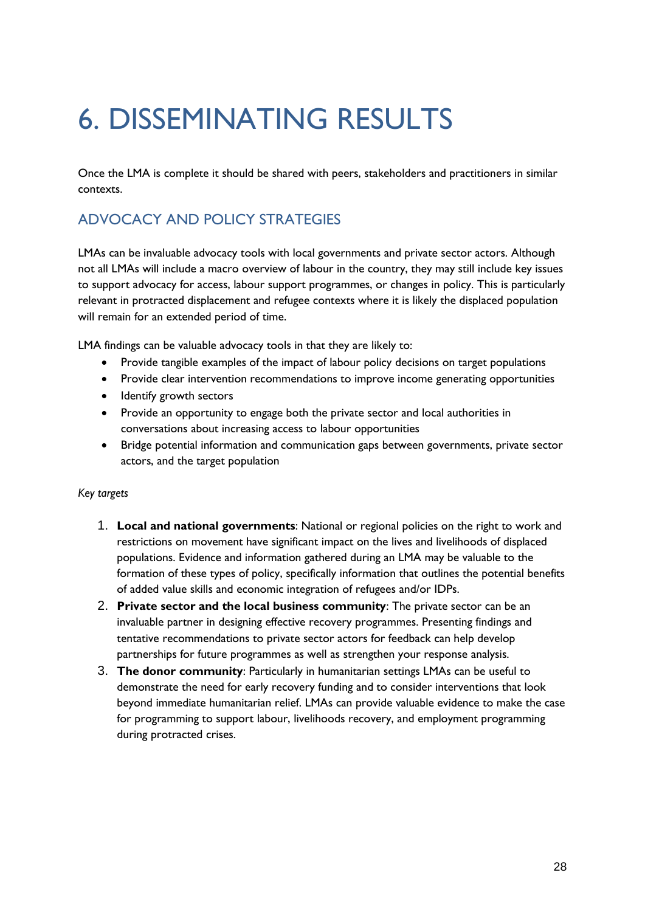# 6. DISSEMINATING RESULTS

Once the LMA is complete it should be shared with peers, stakeholders and practitioners in similar contexts.

## ADVOCACY AND POLICY STRATEGIES

LMAs can be invaluable advocacy tools with local governments and private sector actors. Although not all LMAs will include a macro overview of labour in the country, they may still include key issues to support advocacy for access, labour support programmes, or changes in policy. This is particularly relevant in protracted displacement and refugee contexts where it is likely the displaced population will remain for an extended period of time.

LMA findings can be valuable advocacy tools in that they are likely to:

- Provide tangible examples of the impact of labour policy decisions on target populations
- Provide clear intervention recommendations to improve income generating opportunities
- Identify growth sectors
- Provide an opportunity to engage both the private sector and local authorities in conversations about increasing access to labour opportunities
- Bridge potential information and communication gaps between governments, private sector actors, and the target population

*Key targets*

1. **Local and national governments**: National or regional policies on the right to work and restrictions on movement have significant impact on the lives and livelihoods of displaced populations. Evidence and information gathered during an LMA may be valuable to the formation of these types of policy, specifically information that outlines the potential benefits of added value skills and economic integration of refugees and/or IDPs.
2. **Private sector and the local business community**: The private sector can be an invaluable partner in designing effective recovery programmes. Presenting findings and tentative recommendations to private sector actors for feedback can help develop partnerships for future programmes as well as strengthen your response analysis.
3. **The donor community**: Particularly in humanitarian settings LMAs can be useful to demonstrate the need for early recovery funding and to consider interventions that look beyond immediate humanitarian relief. LMAs can provide valuable evidence to make the case for programming to support labour, livelihoods recovery, and employment programming during protracted crises.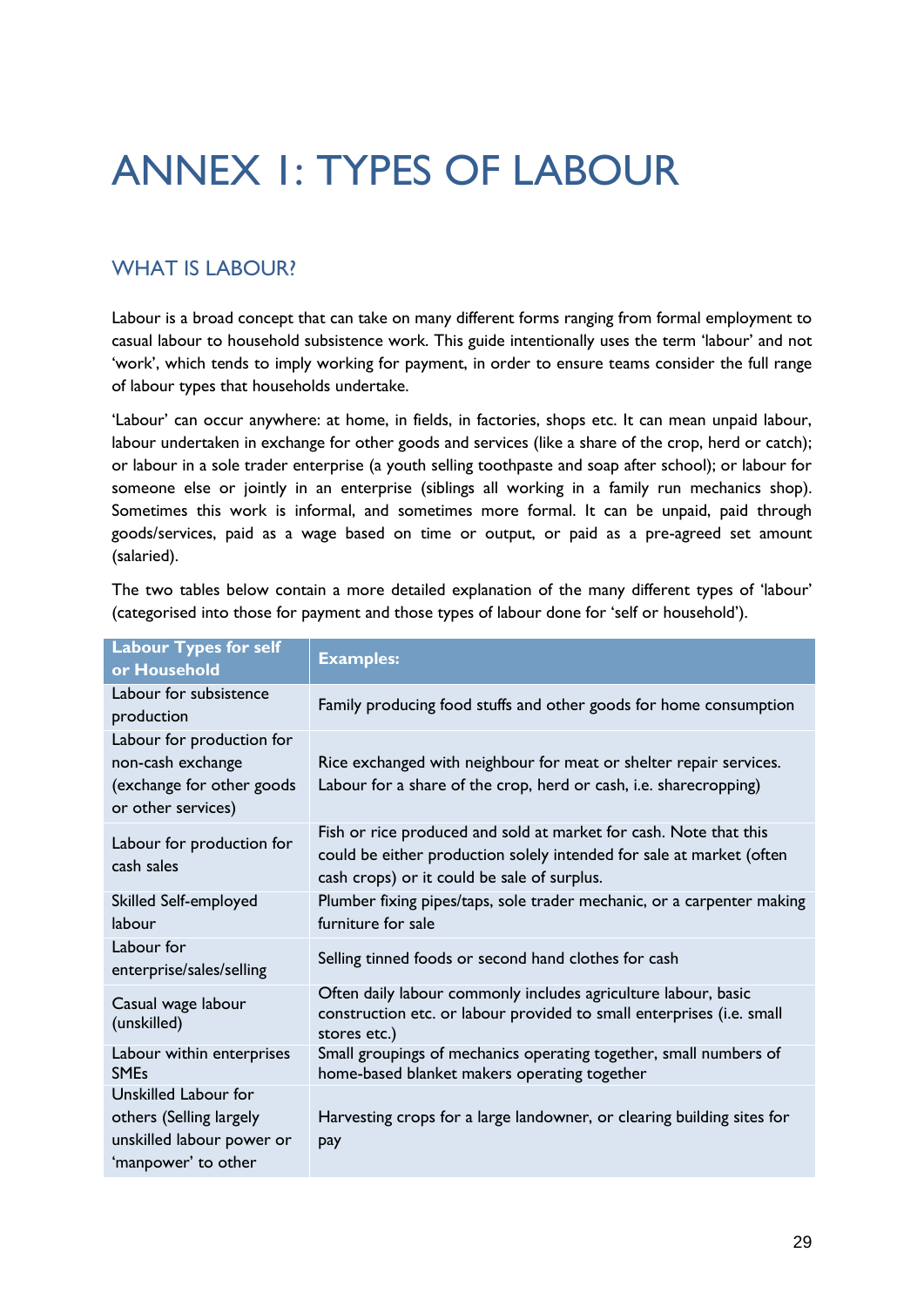# ANNEX 1: TYPES OF LABOUR

## WHAT IS LABOUR?

Labour is a broad concept that can take on many different forms ranging from formal employment to casual labour to household subsistence work. This guide intentionally uses the term 'labour' and not 'work', which tends to imply working for payment, in order to ensure teams consider the full range of labour types that households undertake.

'Labour' can occur anywhere: at home, in fields, in factories, shops etc. It can mean unpaid labour, labour undertaken in exchange for other goods and services (like a share of the crop, herd or catch); or labour in a sole trader enterprise (a youth selling toothpaste and soap after school); or labour for someone else or jointly in an enterprise (siblings all working in a family run mechanics shop). Sometimes this work is informal, and sometimes more formal. It can be unpaid, paid through goods/services, paid as a wage based on time or output, or paid as a pre-agreed set amount (salaried).

The two tables below contain a more detailed explanation of the many different types of 'labour' (categorised into those for payment and those types of labour done for 'self or household').

| Labour Types for self or Household | Examples: |
|---|---|
| Labour for subsistence production | Family producing food stuffs and other goods for home consumption |
| Labour for production for non-cash exchange (exchange for other goods or other services) | Rice exchanged with neighbour for meat or shelter repair services. Labour for a share of the crop, herd or cash, i.e. sharecropping) |
| Labour for production for cash sales | Fish or rice produced and sold at market for cash. Note that this could be either production solely intended for sale at market (often cash crops) or it could be sale of surplus. |
| Skilled Self-employed labour | Plumber fixing pipes/taps, sole trader mechanic, or a carpenter making furniture for sale |
| Labour for enterprise/sales/selling | Selling tinned foods or second hand clothes for cash |
| Casual wage labour (unskilled) | Often daily labour commonly includes agriculture labour, basic construction etc. or labour provided to small enterprises (i.e. small stores etc.) |
| Labour within enterprises SMEs | Small groupings of mechanics operating together, small numbers of home-based blanket makers operating together |
| Unskilled Labour for others (Selling largely unskilled labour power or 'manpower' to other | Harvesting crops for a large landowner, or clearing building sites for pay |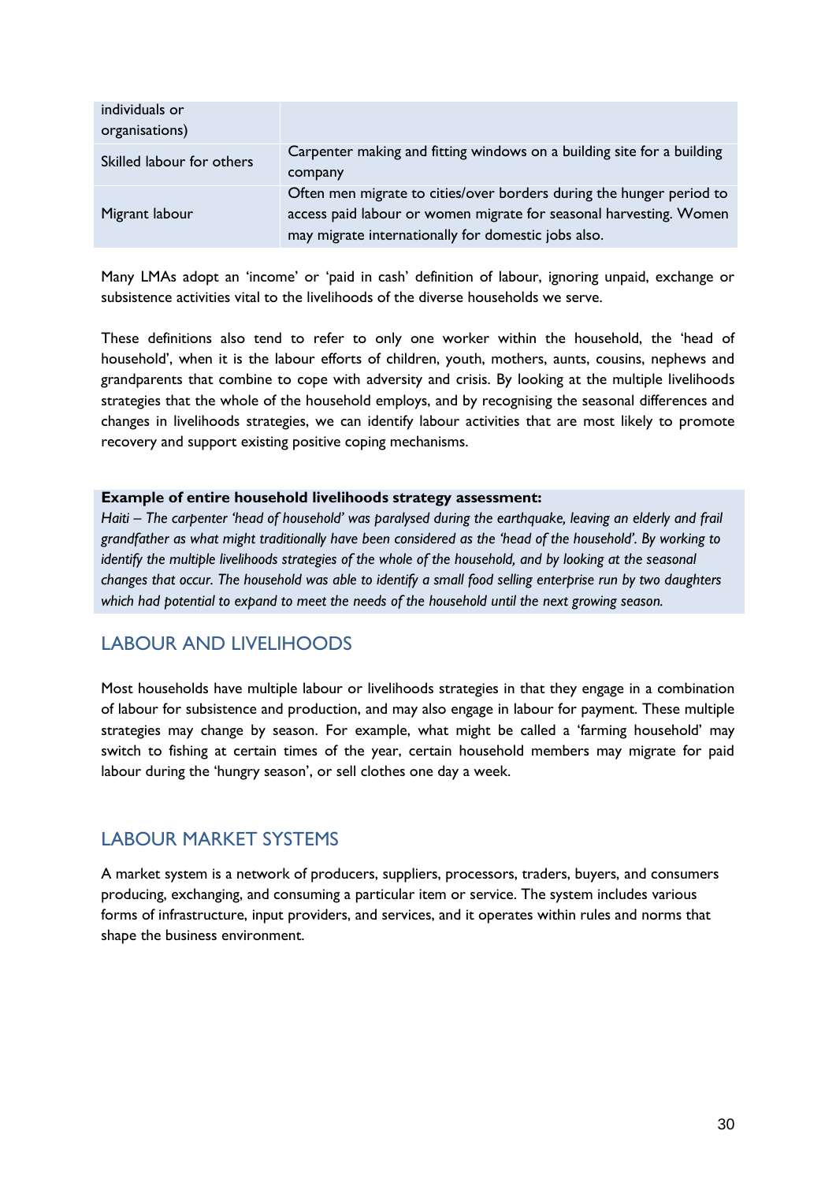| individuals or organisations) | |
|---|---|
| Skilled labour for others | Carpenter making and fitting windows on a building site for a building company |
| Migrant labour | Often men migrate to cities/over borders during the hunger period to access paid labour or women migrate for seasonal harvesting. Women may migrate internationally for domestic jobs also. |

Many LMAs adopt an 'income' or 'paid in cash' definition of labour, ignoring unpaid, exchange or subsistence activities vital to the livelihoods of the diverse households we serve.

These definitions also tend to refer to only one worker within the household, the 'head of household', when it is the labour efforts of children, youth, mothers, aunts, cousins, nephews and grandparents that combine to cope with adversity and crisis. By looking at the multiple livelihoods strategies that the whole of the household employs, and by recognising the seasonal differences and changes in livelihoods strategies, we can identify labour activities that are most likely to promote recovery and support existing positive coping mechanisms.

**Example of entire household livelihoods strategy assessment:**

*Haiti – The carpenter 'head of household' was paralysed during the earthquake, leaving an elderly and frail grandfather as what might traditionally have been considered as the 'head of the household'. By working to identify the multiple livelihoods strategies of the whole of the household, and by looking at the seasonal changes that occur. The household was able to identify a small food selling enterprise run by two daughters which had potential to expand to meet the needs of the household until the next growing season.*

## LABOUR AND LIVELIHOODS

Most households have multiple labour or livelihoods strategies in that they engage in a combination of labour for subsistence and production, and may also engage in labour for payment. These multiple strategies may change by season. For example, what might be called a 'farming household' may switch to fishing at certain times of the year, certain household members may migrate for paid labour during the 'hungry season', or sell clothes one day a week.

## LABOUR MARKET SYSTEMS

A market system is a network of producers, suppliers, processors, traders, buyers, and consumers producing, exchanging, and consuming a particular item or service. The system includes various forms of infrastructure, input providers, and services, and it operates within rules and norms that shape the business environment.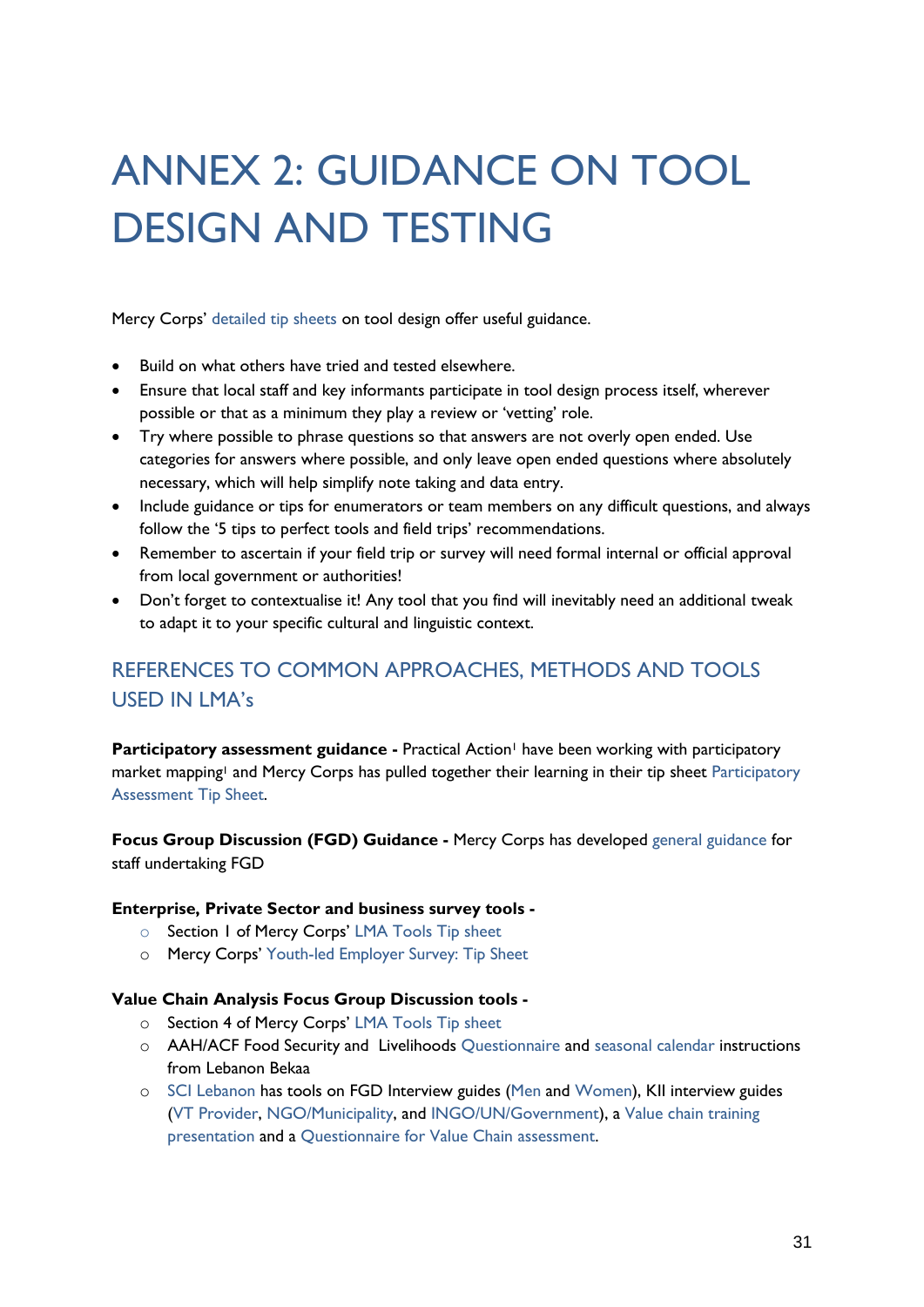# ANNEX 2: GUIDANCE ON TOOL DESIGN AND TESTING

Mercy Corps' detailed tip sheets on tool design offer useful guidance.

- Build on what others have tried and tested elsewhere.
- Ensure that local staff and key informants participate in tool design process itself, wherever possible or that as a minimum they play a review or 'vetting' role.
- Try where possible to phrase questions so that answers are not overly open ended. Use categories for answers where possible, and only leave open ended questions where absolutely necessary, which will help simplify note taking and data entry.
- Include guidance or tips for enumerators or team members on any difficult questions, and always follow the '5 tips to perfect tools and field trips' recommendations.
- Remember to ascertain if your field trip or survey will need formal internal or official approval from local government or authorities!
- Don't forget to contextualise it! Any tool that you find will inevitably need an additional tweak to adapt it to your specific cultural and linguistic context.

## REFERENCES TO COMMON APPROACHES, METHODS AND TOOLS USED IN LMA's

**Participatory assessment guidance -** Practical Action[i] have been working with participatory market mapping[i] and Mercy Corps has pulled together their learning in their tip sheet Participatory Assessment Tip Sheet.

**Focus Group Discussion (FGD) Guidance -** Mercy Corps has developed general guidance for staff undertaking FGD

**Enterprise, Private Sector and business survey tools -**

- Section 1 of Mercy Corps' LMA Tools Tip sheet
- Mercy Corps' Youth-led Employer Survey: Tip Sheet

**Value Chain Analysis Focus Group Discussion tools -**

- Section 4 of Mercy Corps' LMA Tools Tip sheet
- AAH/ACF Food Security and Livelihoods Questionnaire and seasonal calendar instructions from Lebanon Bekaa
- SCI Lebanon has tools on FGD Interview guides (Men and Women), KII interview guides (VT Provider, NGO/Municipality, and INGO/UN/Government), a Value chain training presentation and a Questionnaire for Value Chain assessment.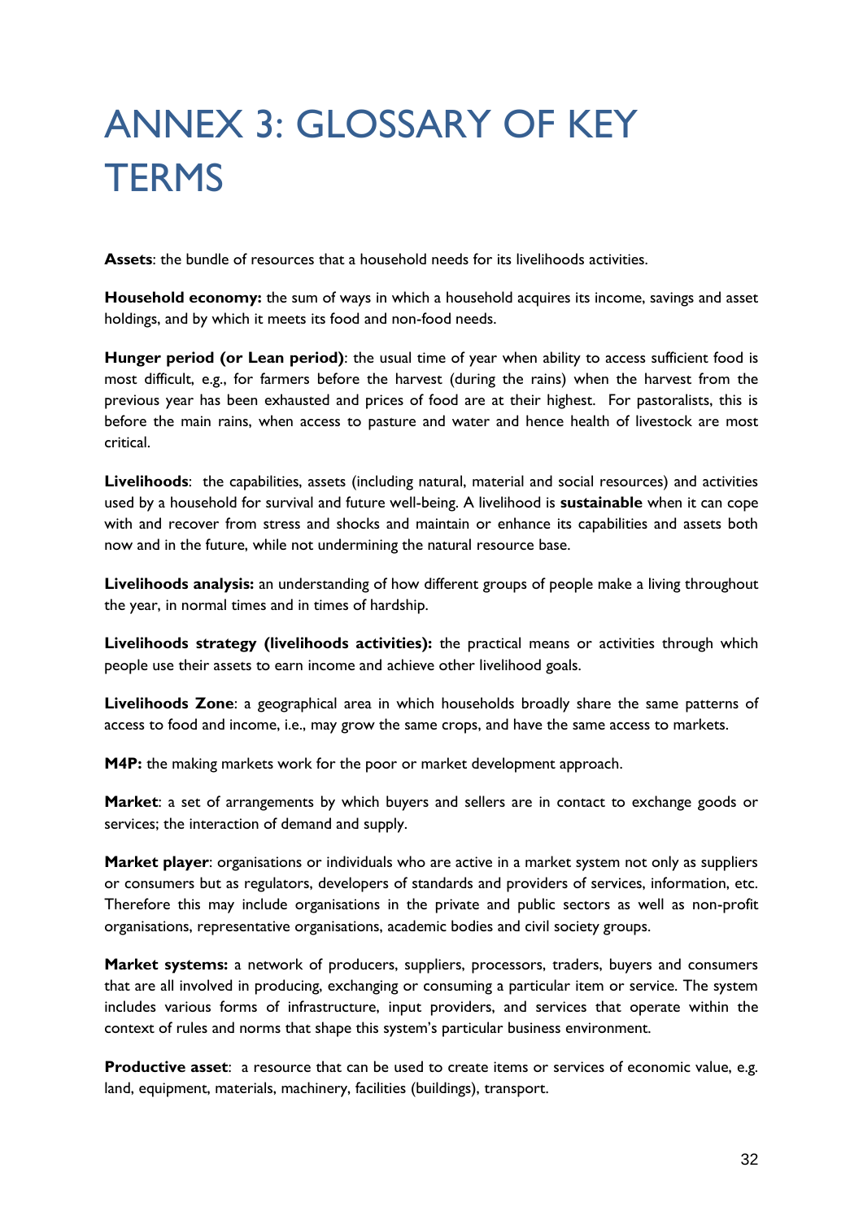# ANNEX 3: GLOSSARY OF KEY TERMS

**Assets**: the bundle of resources that a household needs for its livelihoods activities.

**Household economy:** the sum of ways in which a household acquires its income, savings and asset holdings, and by which it meets its food and non-food needs.

**Hunger period (or Lean period)**: the usual time of year when ability to access sufficient food is most difficult, e.g., for farmers before the harvest (during the rains) when the harvest from the previous year has been exhausted and prices of food are at their highest. For pastoralists, this is before the main rains, when access to pasture and water and hence health of livestock are most critical.

**Livelihoods**: the capabilities, assets (including natural, material and social resources) and activities used by a household for survival and future well-being. A livelihood is **sustainable** when it can cope with and recover from stress and shocks and maintain or enhance its capabilities and assets both now and in the future, while not undermining the natural resource base.

**Livelihoods analysis:** an understanding of how different groups of people make a living throughout the year, in normal times and in times of hardship.

**Livelihoods strategy (livelihoods activities):** the practical means or activities through which people use their assets to earn income and achieve other livelihood goals.

**Livelihoods Zone**: a geographical area in which households broadly share the same patterns of access to food and income, i.e., may grow the same crops, and have the same access to markets.

**M4P:** the making markets work for the poor or market development approach.

**Market**: a set of arrangements by which buyers and sellers are in contact to exchange goods or services; the interaction of demand and supply.

**Market player**: organisations or individuals who are active in a market system not only as suppliers or consumers but as regulators, developers of standards and providers of services, information, etc. Therefore this may include organisations in the private and public sectors as well as non-profit organisations, representative organisations, academic bodies and civil society groups.

**Market systems:** a network of producers, suppliers, processors, traders, buyers and consumers that are all involved in producing, exchanging or consuming a particular item or service. The system includes various forms of infrastructure, input providers, and services that operate within the context of rules and norms that shape this system's particular business environment.

**Productive asset**: a resource that can be used to create items or services of economic value, e.g. land, equipment, materials, machinery, facilities (buildings), transport.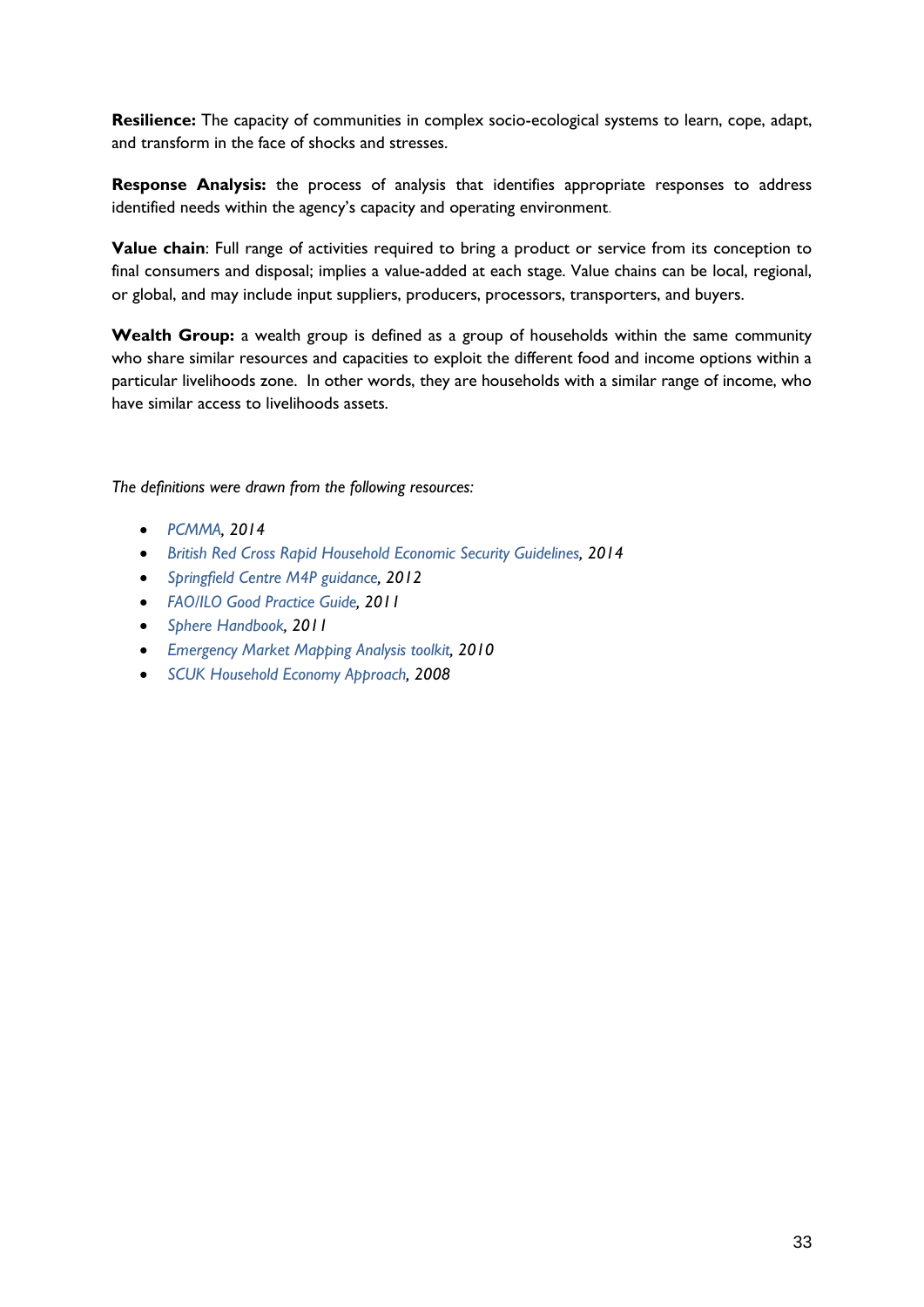**Resilience:** The capacity of communities in complex socio-ecological systems to learn, cope, adapt, and transform in the face of shocks and stresses.

**Response Analysis:** the process of analysis that identifies appropriate responses to address identified needs within the agency's capacity and operating environment.

**Value chain**: Full range of activities required to bring a product or service from its conception to final consumers and disposal; implies a value-added at each stage. Value chains can be local, regional, or global, and may include input suppliers, producers, processors, transporters, and buyers.

**Wealth Group:** a wealth group is defined as a group of households within the same community who share similar resources and capacities to exploit the different food and income options within a particular livelihoods zone. In other words, they are households with a similar range of income, who have similar access to livelihoods assets.

*The definitions were drawn from the following resources:*

- *PCMMA, 2014*
- *British Red Cross Rapid Household Economic Security Guidelines, 2014*
- *Springfield Centre M4P guidance, 2012*
- *FAO/ILO Good Practice Guide, 2011*
- *Sphere Handbook, 2011*
- *Emergency Market Mapping Analysis toolkit, 2010*
- *SCUK Household Economy Approach, 2008*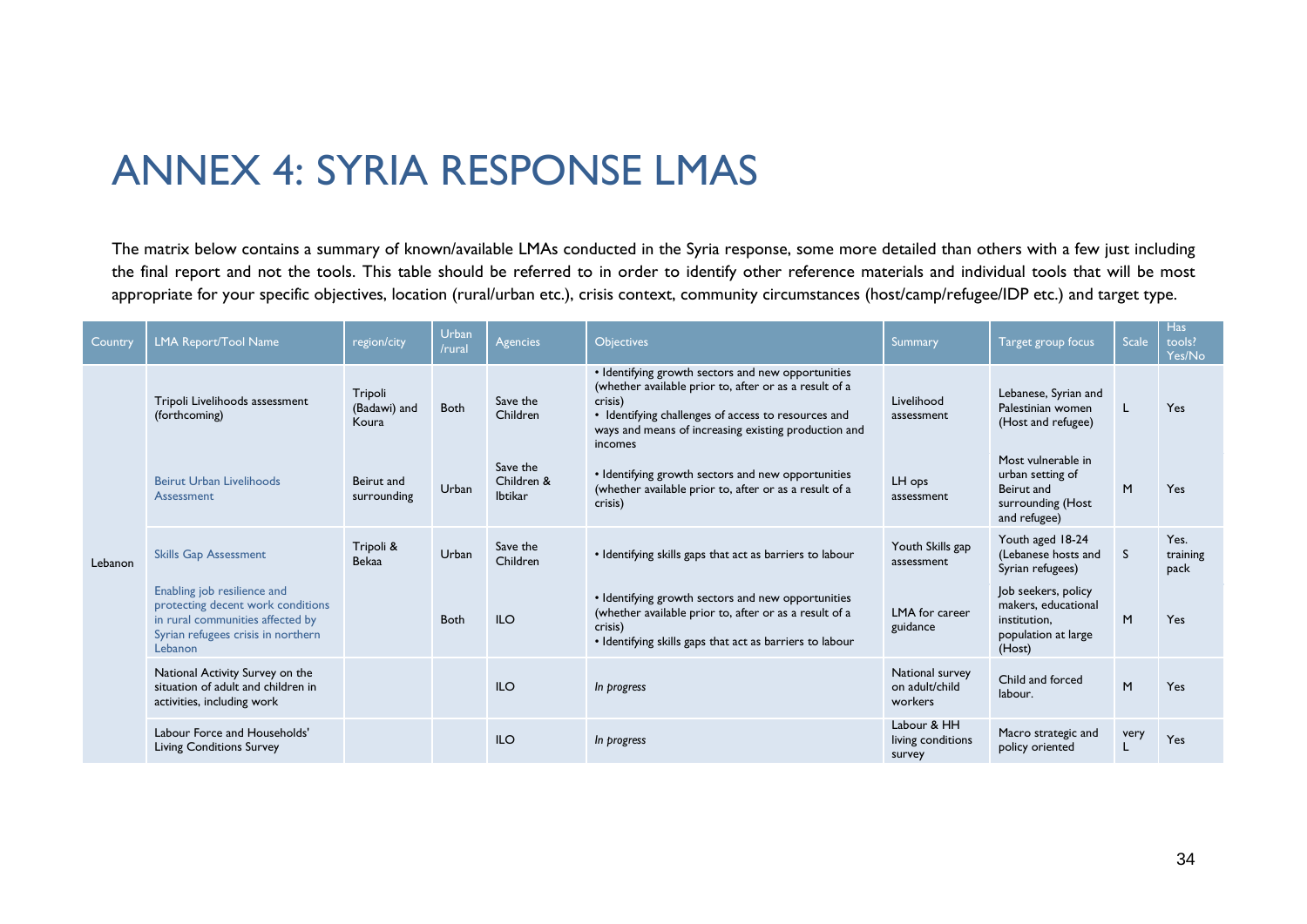# ANNEX 4: SYRIA RESPONSE LMAS

The matrix below contains a summary of known/available LMAs conducted in the Syria response, some more detailed than others with a few just including the final report and not the tools. This table should be referred to in order to identify other reference materials and individual tools that will be most appropriate for your specific objectives, location (rural/urban etc.), crisis context, community circumstances (host/camp/refugee/IDP etc.) and target type.

| Country | LMA Report/Tool Name | region/city | Urban /rural | Agencies | Objectives | Summary | Target group focus | Scale | Has tools? Yes/No |
|---|---|---|---|---|---|---|---|---|---|
| Lebanon | Tripoli Livelihoods assessment (forthcoming) | Tripoli (Badawi) and Koura | Both | Save the Children | • Identifying growth sectors and new opportunities (whether available prior to, after or as a result of a crisis)<br>• Identifying challenges of access to resources and ways and means of increasing existing production and incomes | Livelihood assessment | Lebanese, Syrian and Palestinian women (Host and refugee) | L | Yes |
| | Beirut Urban Livelihoods Assessment | Beirut and surrounding | Urban | Save the Children & Ibtikar | • Identifying growth sectors and new opportunities (whether available prior to, after or as a result of a crisis) | LH ops assessment | Most vulnerable in urban setting of Beirut and surrounding (Host and refugee) | M | Yes |
| | Skills Gap Assessment | Tripoli & Bekaa | Urban | Save the Children | • Identifying skills gaps that act as barriers to labour | Youth Skills gap assessment | Youth aged 18-24 (Lebanese hosts and Syrian refugees) | S | Yes. training pack |
| | Enabling job resilience and protecting decent work conditions in rural communities affected by Syrian refugees crisis in northern Lebanon | | Both | ILO | • Identifying growth sectors and new opportunities (whether available prior to, after or as a result of a crisis)<br>• Identifying skills gaps that act as barriers to labour | LMA for career guidance | Job seekers, policy makers, educational institution, population at large (Host) | M | Yes |
| | National Activity Survey on the situation of adult and children in activities, including work | | | ILO | *In progress* | National survey on adult/child workers | Child and forced labour. | M | Yes |
| | Labour Force and Households' Living Conditions Survey | | | ILO | *In progress* | Labour & HH living conditions survey | Macro strategic and policy oriented | very L | Yes |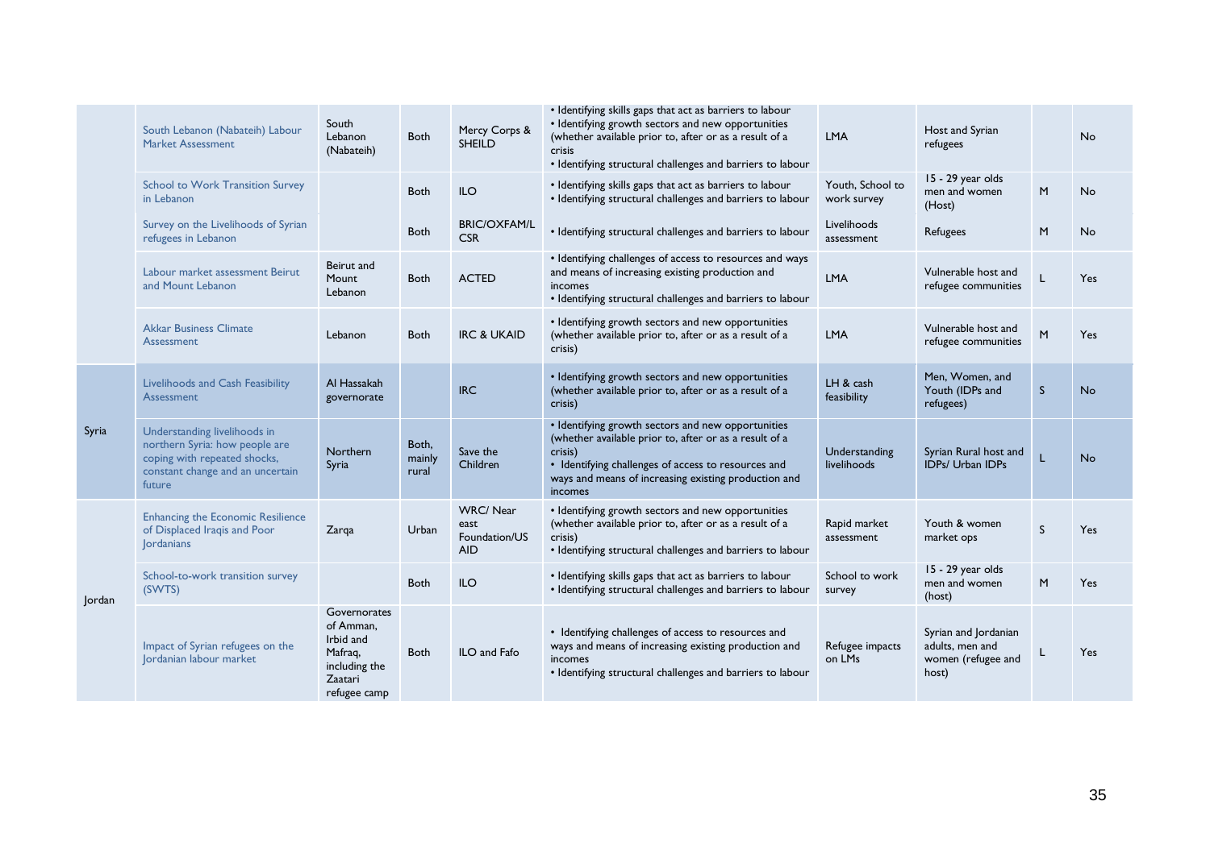| | | | | | | | | | |
|---|---|---|---|---|---|---|---|---|---|
| | South Lebanon (Nabateih) Labour Market Assessment | South Lebanon (Nabateih) | Both | Mercy Corps & SHEILD | • Identifying skills gaps that act as barriers to labour<br>• Identifying growth sectors and new opportunities (whether available prior to, after or as a result of a crisis<br>• Identifying structural challenges and barriers to labour | LMA | Host and Syrian refugees | | No |
| | School to Work Transition Survey in Lebanon | | Both | ILO | • Identifying skills gaps that act as barriers to labour<br>• Identifying structural challenges and barriers to labour | Youth, School to work survey | 15 - 29 year olds men and women (Host) | M | No |
| | Survey on the Livelihoods of Syrian refugees in Lebanon | | Both | BRIC/OXFAM/LCSR | • Identifying structural challenges and barriers to labour | Livelihoods assessment | Refugees | M | No |
| | Labour market assessment Beirut and Mount Lebanon | Beirut and Mount Lebanon | Both | ACTED | • Identifying challenges of access to resources and ways and means of increasing existing production and incomes<br>• Identifying structural challenges and barriers to labour | LMA | Vulnerable host and refugee communities | L | Yes |
| | Akkar Business Climate Assessment | Lebanon | Both | IRC & UKAID | • Identifying growth sectors and new opportunities (whether available prior to, after or as a result of a crisis) | LMA | Vulnerable host and refugee communities | M | Yes |
| Syria | Livelihoods and Cash Feasibility Assessment | Al Hassakah governorate | | IRC | • Identifying growth sectors and new opportunities (whether available prior to, after or as a result of a crisis) | LH & cash feasibility | Men, Women, and Youth (IDPs and refugees) | S | No |
| | Understanding livelihoods in northern Syria: how people are coping with repeated shocks, constant change and an uncertain future | Northern Syria | Both, mainly rural | Save the Children | • Identifying growth sectors and new opportunities (whether available prior to, after or as a result of a crisis)<br>• Identifying challenges of access to resources and ways and means of increasing existing production and incomes | Understanding livelihoods | Syrian Rural host and IDPs/ Urban IDPs | L | No |
| Jordan | Enhancing the Economic Resilience of Displaced Iraqis and Poor Jordanians | Zarqa | Urban | WRC/ Near east Foundation/USAID | • Identifying growth sectors and new opportunities (whether available prior to, after or as a result of a crisis)<br>• Identifying structural challenges and barriers to labour | Rapid market assessment | Youth & women market ops | S | Yes |
| | School-to-work transition survey (SWTS) | | Both | ILO | • Identifying skills gaps that act as barriers to labour<br>• Identifying structural challenges and barriers to labour | School to work survey | 15 - 29 year olds men and women (host) | M | Yes |
| | Impact of Syrian refugees on the Jordanian labour market | Governorates of Amman, Irbid and Mafraq, including the Zaatari refugee camp | Both | ILO and Fafo | • Identifying challenges of access to resources and ways and means of increasing existing production and incomes<br>• Identifying structural challenges and barriers to labour | Refugee impacts on LMs | Syrian and Jordanian adults, men and women (refugee and host) | L | Yes |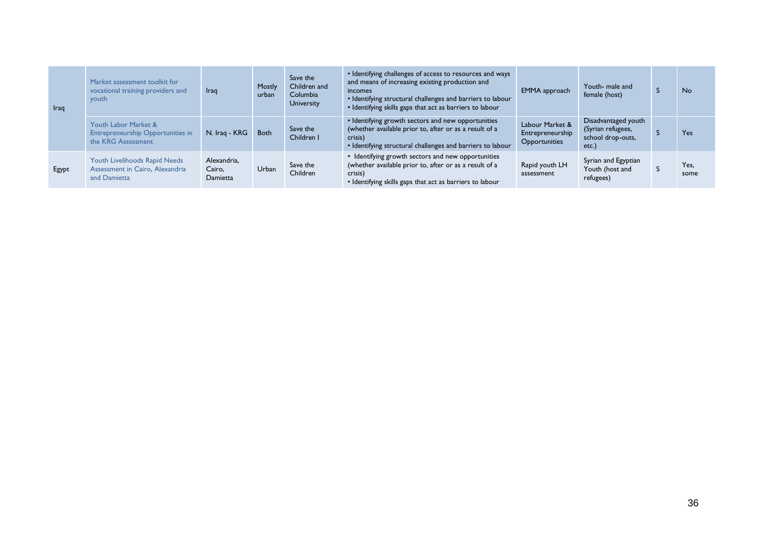| | | | | | | | | | |
|---|---|---|---|---|---|---|---|---|---|
| Iraq | Market assessment toolkit for vocational training providers and youth | Iraq | Mostly urban | Save the Children and Columbia University | • Identifying challenges of access to resources and ways and means of increasing existing production and incomes<br>• Identifying structural challenges and barriers to labour<br>• Identifying skills gaps that act as barriers to labour | EMMA approach | Youth- male and female (host) | S | No |
| | Youth Labor Market & Entrepreneurship Opportunities in the KRG Assessment | N. Iraq - KRG | Both | Save the Children I | • Identifying growth sectors and new opportunities (whether available prior to, after or as a result of a crisis)<br>• Identifying structural challenges and barriers to labour | Labour Market & Entrepreneurship Opportunities | Disadvantaged youth (Syrian refugees, school drop-outs, etc.) | S | Yes |
| Egypt | Youth Livelihoods Rapid Needs Assessment in Cairo, Alexandria and Damietta | Alexandria, Cairo, Damietta | Urban | Save the Children | • Identifying growth sectors and new opportunities (whether available prior to, after or as a result of a crisis)<br>• Identifying skills gaps that act as barriers to labour | Rapid youth LH assessment | Syrian and Egyptian Youth (host and refugees) | S | Yes, some |